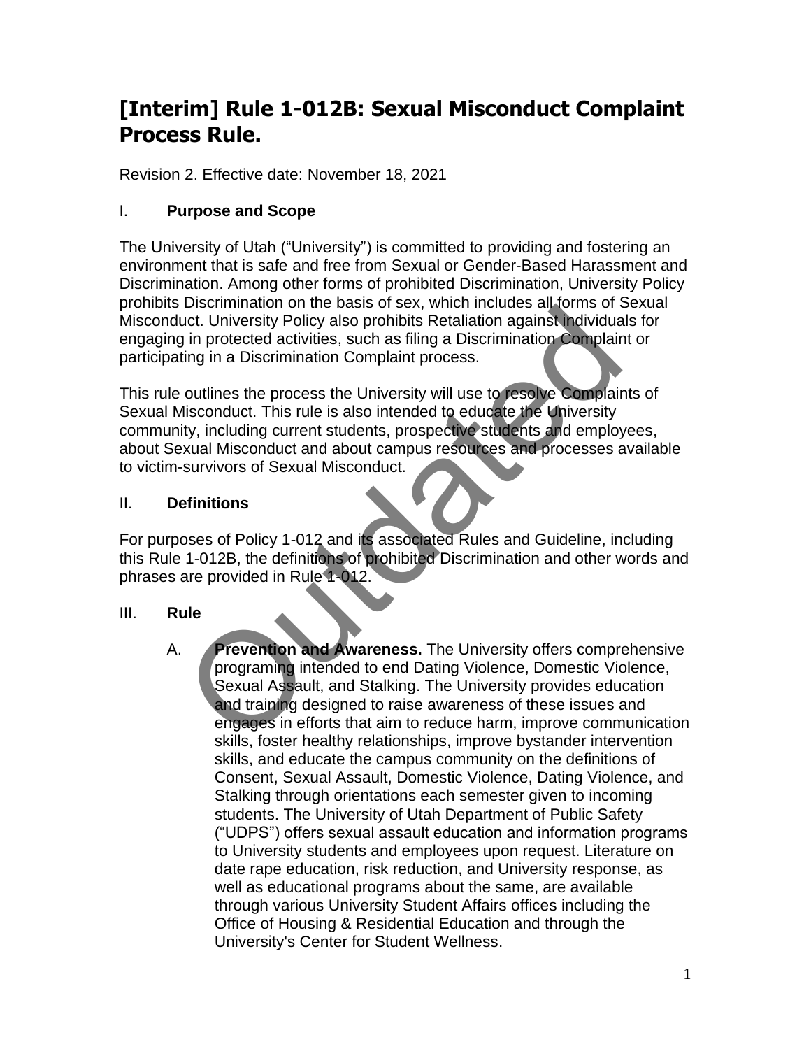# [Interim] Rule 1-012B: Sexual Misconduct Complaint Process Rule.

Revision 2. Effective date: November 18, 2021

## I. Purpose and Scope

The University of Utah ("University") is committed to providing and fostering an environment that is safe and free from Sexual or Gender-Based Harassment and Discrimination. Among other forms of prohibited Discrimination, University Policy prohibits Discrimination on the basis of sex, which includes all forms of Sexual Misconduct. University Policy also prohibits Retaliation against individuals for engaging in protected activities, such as filing a Discrimination Complaint or participating in a Discrimination Complaint process.

This rule outlines the process the University will use to resolve Complaints of Sexual Misconduct. This rule is also intended to educate the University community, including current students, prospective students and employees, about Sexual Misconduct and about campus resources and processes available to victim-survivors of Sexual Misconduct.

## II. Definitions

For purposes of Policy 1-012 and its associated Rules and Guideline, including this Rule 1-012B, the definitions of prohibited Discrimination and other words and phrases are provided in Rule 1-012.

## III. Rule

A. **Prevention and Awareness.** The University offers comprehensive programing intended to end Dating Violence, Domestic Violence, Sexual Assault, and Stalking. The University provides education and training designed to raise awareness of these issues and engages in efforts that aim to reduce harm, improve communication skills, foster healthy relationships, improve bystander intervention skills, and educate the campus community on the definitions of Consent, Sexual Assault, Domestic Violence, Dating Violence, and Stalking through orientations each semester given to incoming students. The University of Utah Department of Public Safety ("UDPS") offers sexual assault education and information programs to University students and employees upon request. Literature on date rape education, risk reduction, and University response, as well as educational programs about the same, are available through various University Student Affairs offices including the Office of Housing & Residential Education and through the University's Center for Student Wellness.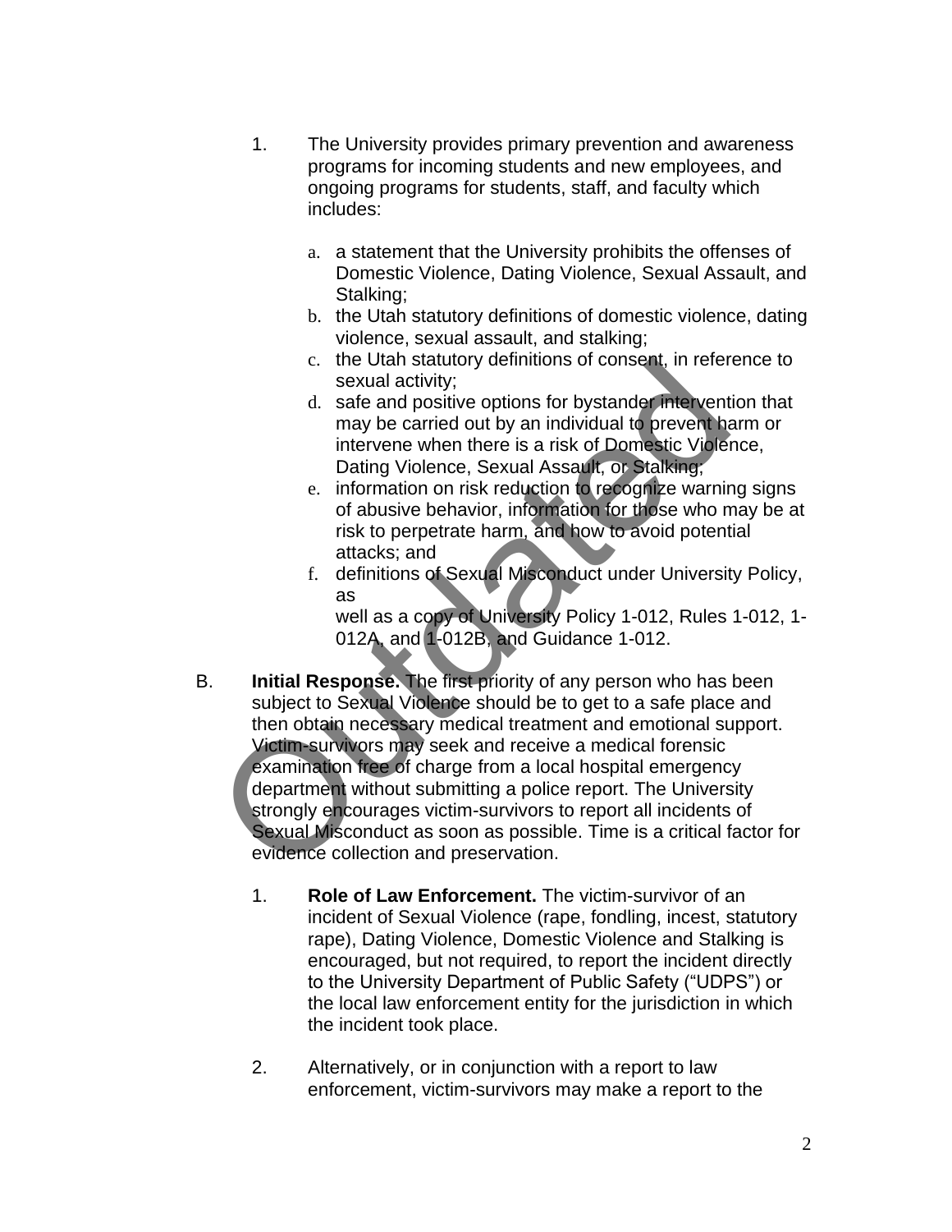1. The University provides primary prevention and awareness programs for incoming students and new employees, and ongoing programs for students, staff, and faculty which includes:

   a. a statement that the University prohibits the offenses of Domestic Violence, Dating Violence, Sexual Assault, and Stalking;
   b. the Utah statutory definitions of domestic violence, dating violence, sexual assault, and stalking;
   c. the Utah statutory definitions of consent, in reference to sexual activity;
   d. safe and positive options for bystander intervention that may be carried out by an individual to prevent harm or intervene when there is a risk of Domestic Violence, Dating Violence, Sexual Assault, or Stalking;
   e. information on risk reduction to recognize warning signs of abusive behavior, information for those who may be at risk to perpetrate harm, and how to avoid potential attacks; and
   f. definitions of Sexual Misconduct under University Policy, as well as a copy of University Policy 1-012, Rules 1-012, 1-012A, and 1-012B, and Guidance 1-012.

B. **Initial Response.** The first priority of any person who has been subject to Sexual Violence should be to get to a safe place and then obtain necessary medical treatment and emotional support. Victim-survivors may seek and receive a medical forensic examination free of charge from a local hospital emergency department without submitting a police report. The University strongly encourages victim-survivors to report all incidents of Sexual Misconduct as soon as possible. Time is a critical factor for evidence collection and preservation.

   1. **Role of Law Enforcement.** The victim-survivor of an incident of Sexual Violence (rape, fondling, incest, statutory rape), Dating Violence, Domestic Violence and Stalking is encouraged, but not required, to report the incident directly to the University Department of Public Safety ("UDPS") or the local law enforcement entity for the jurisdiction in which the incident took place.

   2. Alternatively, or in conjunction with a report to law enforcement, victim-survivors may make a report to the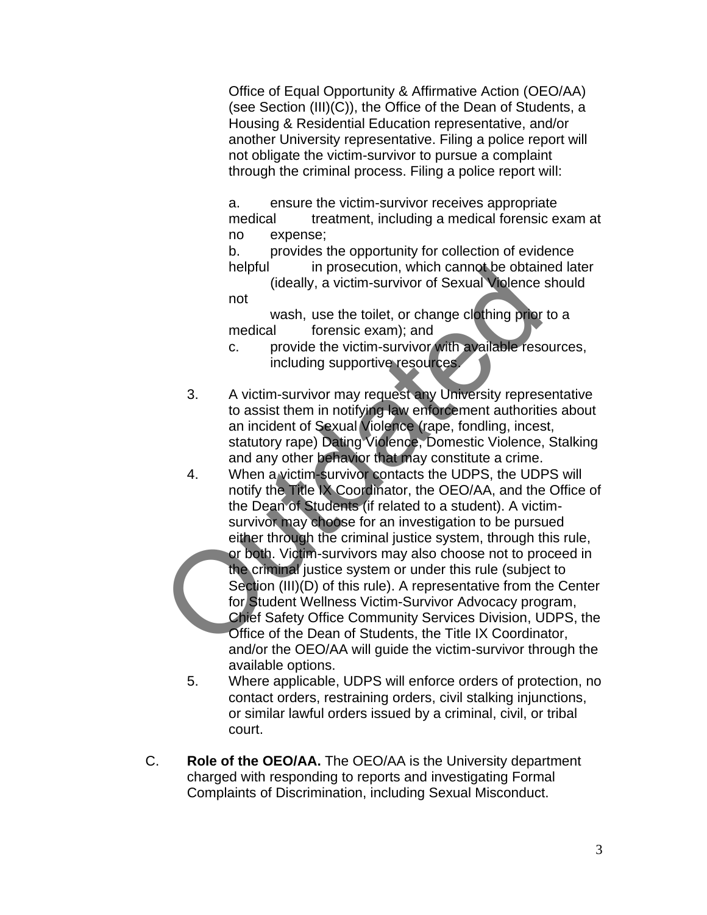Office of Equal Opportunity & Affirmative Action (OEO/AA) (see Section (III)(C)), the Office of the Dean of Students, a Housing & Residential Education representative, and/or another University representative. Filing a police report will not obligate the victim-survivor to pursue a complaint through the criminal process. Filing a police report will:

a. ensure the victim-survivor receives appropriate medical treatment, including a medical forensic exam at no expense;

b. provides the opportunity for collection of evidence helpful in prosecution, which cannot be obtained later (ideally, a victim-survivor of Sexual Violence should not wash, use the toilet, or change clothing prior to a medical forensic exam); and

c. provide the victim-survivor with available resources, including supportive resources.

3. A victim-survivor may request any University representative to assist them in notifying law enforcement authorities about an incident of Sexual Violence (rape, fondling, incest, statutory rape) Dating Violence, Domestic Violence, Stalking and any other behavior that may constitute a crime.

4. When a victim-survivor contacts the UDPS, the UDPS will notify the Title IX Coordinator, the OEO/AA, and the Office of the Dean of Students (if related to a student). A victim-survivor may choose for an investigation to be pursued either through the criminal justice system, through this rule, or both. Victim-survivors may also choose not to proceed in the criminal justice system or under this rule (subject to Section (III)(D) of this rule). A representative from the Center for Student Wellness Victim-Survivor Advocacy program, Chief Safety Office Community Services Division, UDPS, the Office of the Dean of Students, the Title IX Coordinator, and/or the OEO/AA will guide the victim-survivor through the available options.

5. Where applicable, UDPS will enforce orders of protection, no contact orders, restraining orders, civil stalking injunctions, or similar lawful orders issued by a criminal, civil, or tribal court.

C. **Role of the OEO/AA.** The OEO/AA is the University department charged with responding to reports and investigating Formal Complaints of Discrimination, including Sexual Misconduct.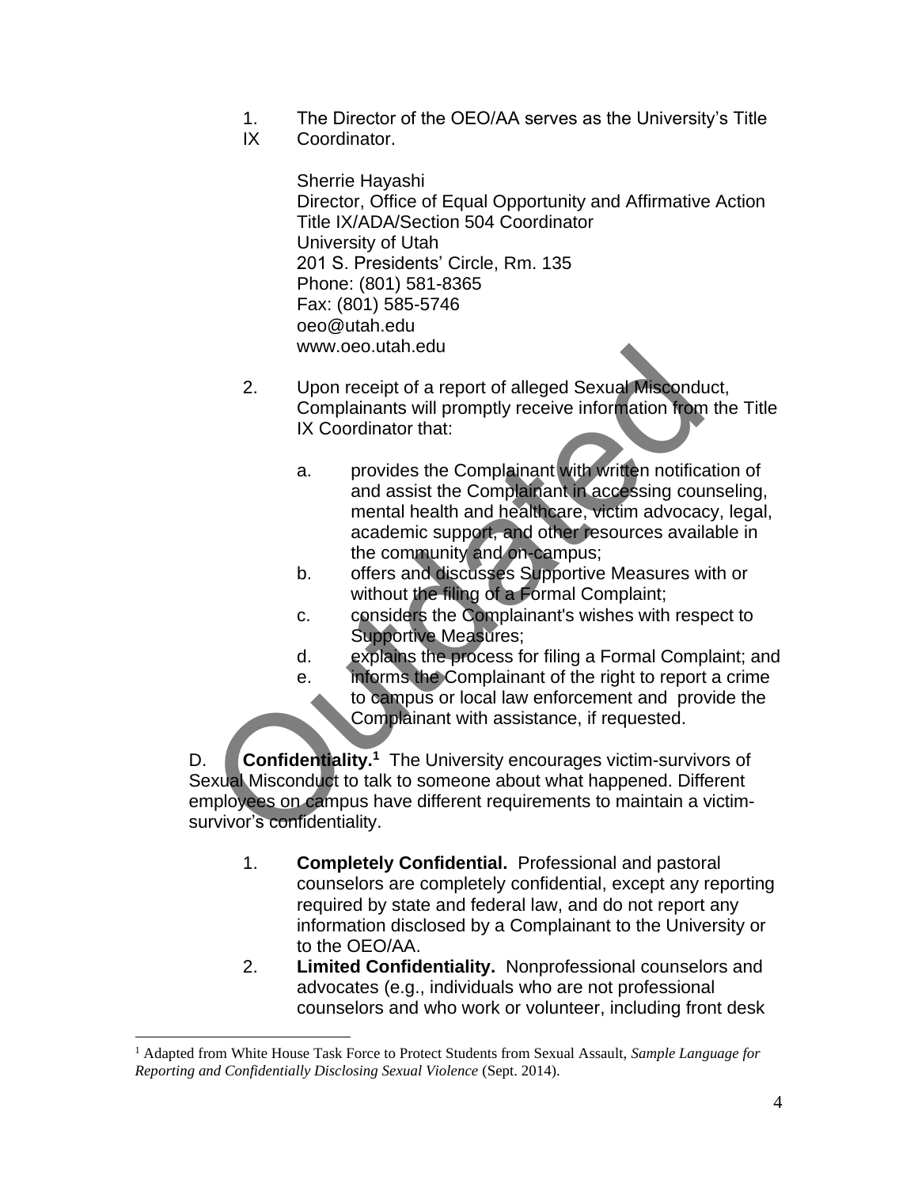1. The Director of the OEO/AA serves as the University's Title IX Coordinator.

   Sherrie Hayashi
   Director, Office of Equal Opportunity and Affirmative Action
   Title IX/ADA/Section 504 Coordinator
   University of Utah
   201 S. Presidents' Circle, Rm. 135
   Phone: (801) 581-8365
   Fax: (801) 585-5746
   oeo@utah.edu
   www.oeo.utah.edu

2. Upon receipt of a report of alleged Sexual Misconduct, Complainants will promptly receive information from the Title IX Coordinator that:

   a. provides the Complainant with written notification of and assist the Complainant in accessing counseling, mental health and healthcare, victim advocacy, legal, academic support, and other resources available in the community and on-campus;
   b. offers and discusses Supportive Measures with or without the filing of a Formal Complaint;
   c. considers the Complainant's wishes with respect to Supportive Measures;
   d. explains the process for filing a Formal Complaint; and
   e. informs the Complainant of the right to report a crime to campus or local law enforcement and provide the Complainant with assistance, if requested.

D. **Confidentiality.**[1] The University encourages victim-survivors of Sexual Misconduct to talk to someone about what happened. Different employees on campus have different requirements to maintain a victim-survivor's confidentiality.

1. **Completely Confidential.** Professional and pastoral counselors are completely confidential, except any reporting required by state and federal law, and do not report any information disclosed by a Complainant to the University or to the OEO/AA.
2. **Limited Confidentiality.** Nonprofessional counselors and advocates (e.g., individuals who are not professional counselors and who work or volunteer, including front desk

---

[1] Adapted from White House Task Force to Protect Students from Sexual Assault, *Sample Language for Reporting and Confidentially Disclosing Sexual Violence* (Sept. 2014).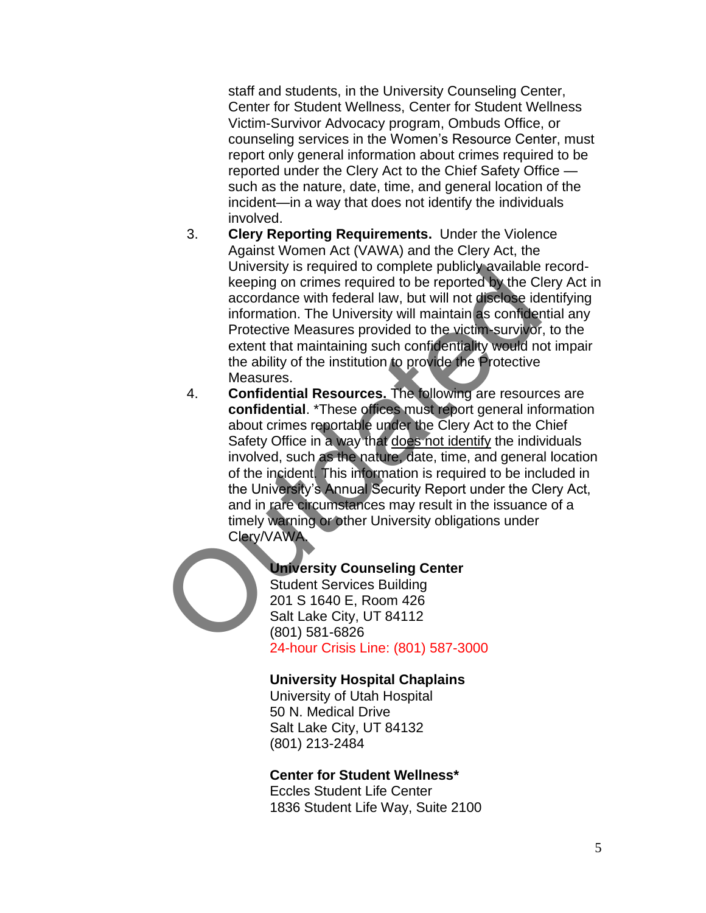staff and students, in the University Counseling Center, Center for Student Wellness, Center for Student Wellness Victim-Survivor Advocacy program, Ombuds Office, or counseling services in the Women's Resource Center, must report only general information about crimes required to be reported under the Clery Act to the Chief Safety Office — such as the nature, date, time, and general location of the incident—in a way that does not identify the individuals involved.

3. **Clery Reporting Requirements.** Under the Violence Against Women Act (VAWA) and the Clery Act, the University is required to complete publicly available record-keeping on crimes required to be reported by the Clery Act in accordance with federal law, but will not disclose identifying information. The University will maintain as confidential any Protective Measures provided to the victim-survivor, to the extent that maintaining such confidentiality would not impair the ability of the institution to provide the Protective Measures.

4. **Confidential Resources.** The following are resources are **confidential**. *These offices must report general information about crimes reportable under the Clery Act to the Chief Safety Office in a way that does not identify the individuals involved, such as the nature, date, time, and general location of the incident. This information is required to be included in the University's Annual Security Report under the Clery Act, and in rare circumstances may result in the issuance of a timely warning or other University obligations under Clery/VAWA.

    **University Counseling Center**
    Student Services Building
    201 S 1640 E, Room 426
    Salt Lake City, UT 84112
    (801) 581-6826
    24-hour Crisis Line: (801) 587-3000

    **University Hospital Chaplains**
    University of Utah Hospital
    50 N. Medical Drive
    Salt Lake City, UT 84132
    (801) 213-2484

    **Center for Student Wellness***
    Eccles Student Life Center
    1836 Student Life Way, Suite 2100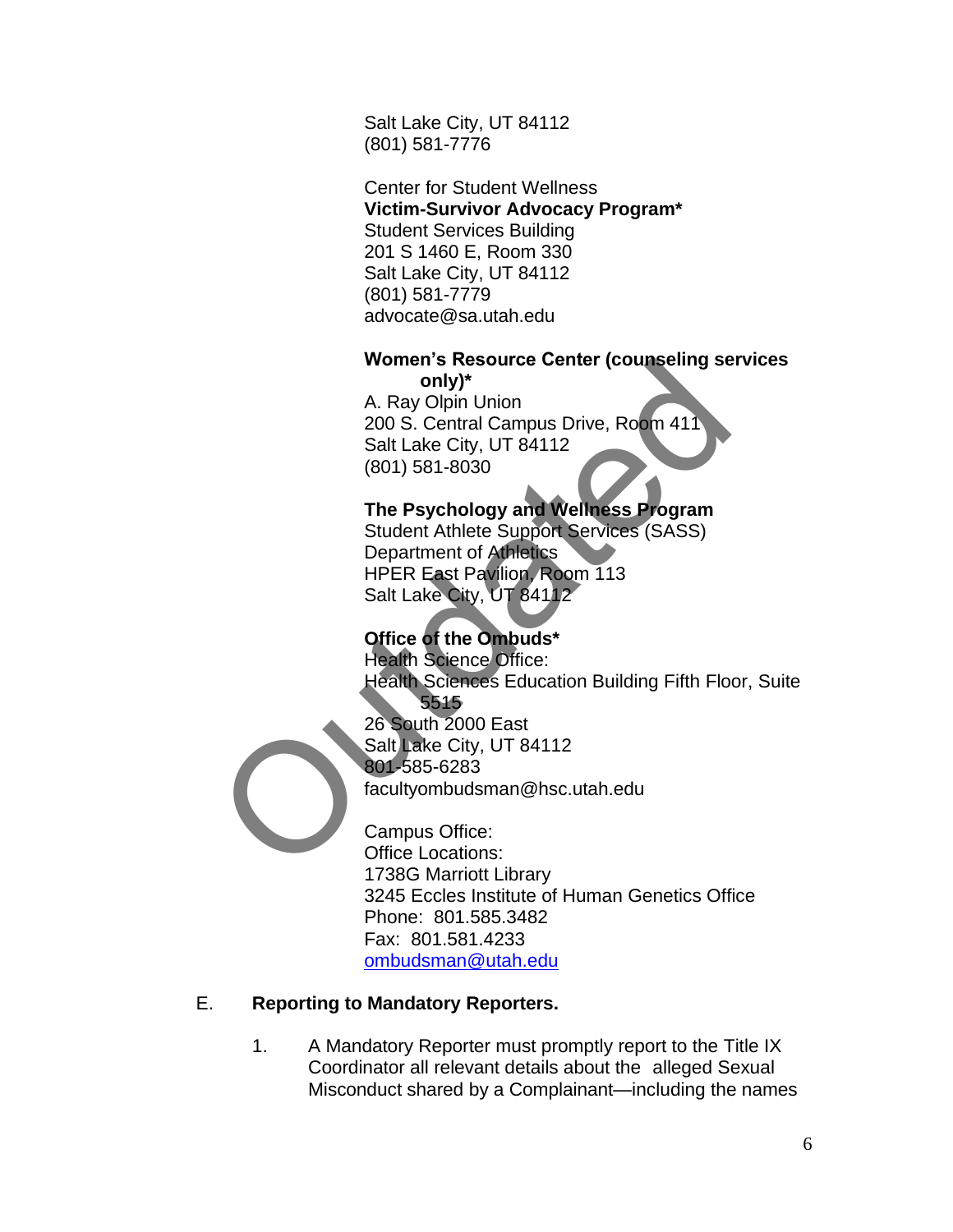Salt Lake City, UT 84112
(801) 581-7776

Center for Student Wellness
**Victim-Survivor Advocacy Program***
Student Services Building
201 S 1460 E, Room 330
Salt Lake City, UT 84112
(801) 581-7779
advocate@sa.utah.edu

**Women's Resource Center (counseling services only)***
A. Ray Olpin Union
200 S. Central Campus Drive, Room 411
Salt Lake City, UT 84112
(801) 581-8030

**The Psychology and Wellness Program**
Student Athlete Support Services (SASS)
Department of Athletics
HPER East Pavilion, Room 113
Salt Lake City, UT 84112

**Office of the Ombuds***
Health Science Office:
Health Sciences Education Building Fifth Floor, Suite 5515
26 South 2000 East
Salt Lake City, UT 84112
801-585-6283
facultyombudsman@hsc.utah.edu

Campus Office:
Office Locations:
1738G Marriott Library
3245 Eccles Institute of Human Genetics Office
Phone: 801.585.3482
Fax: 801.581.4233
ombudsman@utah.edu

E. **Reporting to Mandatory Reporters.**

1. A Mandatory Reporter must promptly report to the Title IX Coordinator all relevant details about the alleged Sexual Misconduct shared by a Complainant—including the names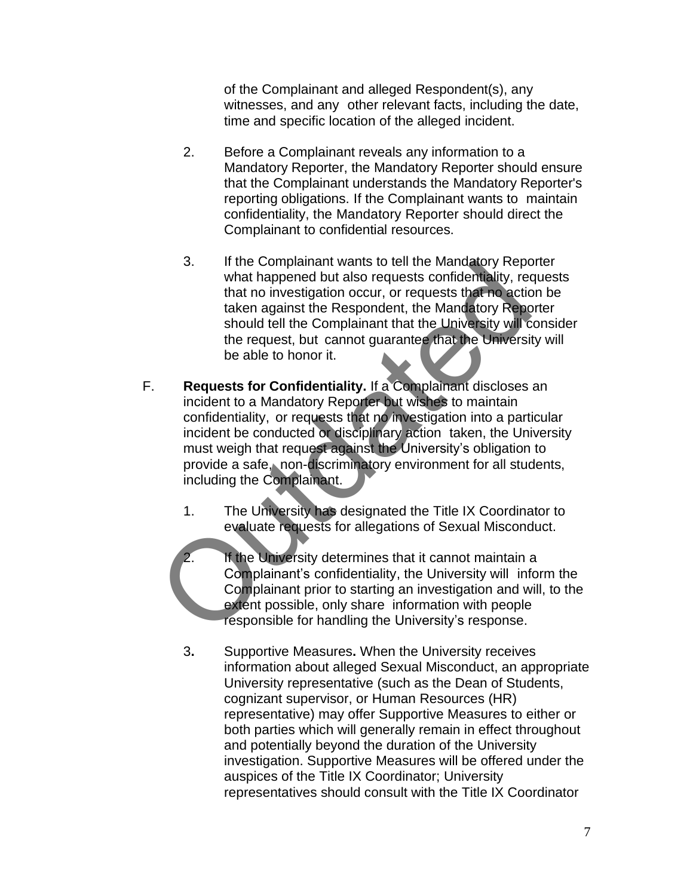of the Complainant and alleged Respondent(s), any witnesses, and any other relevant facts, including the date, time and specific location of the alleged incident.

2. Before a Complainant reveals any information to a Mandatory Reporter, the Mandatory Reporter should ensure that the Complainant understands the Mandatory Reporter's reporting obligations. If the Complainant wants to maintain confidentiality, the Mandatory Reporter should direct the Complainant to confidential resources.

3. If the Complainant wants to tell the Mandatory Reporter what happened but also requests confidentiality, requests that no investigation occur, or requests that no action be taken against the Respondent, the Mandatory Reporter should tell the Complainant that the University will consider the request, but cannot guarantee that the University will be able to honor it.

F. **Requests for Confidentiality.** If a Complainant discloses an incident to a Mandatory Reporter but wishes to maintain confidentiality, or requests that no investigation into a particular incident be conducted or disciplinary action taken, the University must weigh that request against the University's obligation to provide a safe, non-discriminatory environment for all students, including the Complainant.

1. The University has designated the Title IX Coordinator to evaluate requests for allegations of Sexual Misconduct.

2. If the University determines that it cannot maintain a Complainant's confidentiality, the University will inform the Complainant prior to starting an investigation and will, to the extent possible, only share information with people responsible for handling the University's response.

3**.** Supportive Measures**.** When the University receives information about alleged Sexual Misconduct, an appropriate University representative (such as the Dean of Students, cognizant supervisor, or Human Resources (HR) representative) may offer Supportive Measures to either or both parties which will generally remain in effect throughout and potentially beyond the duration of the University investigation. Supportive Measures will be offered under the auspices of the Title IX Coordinator; University representatives should consult with the Title IX Coordinator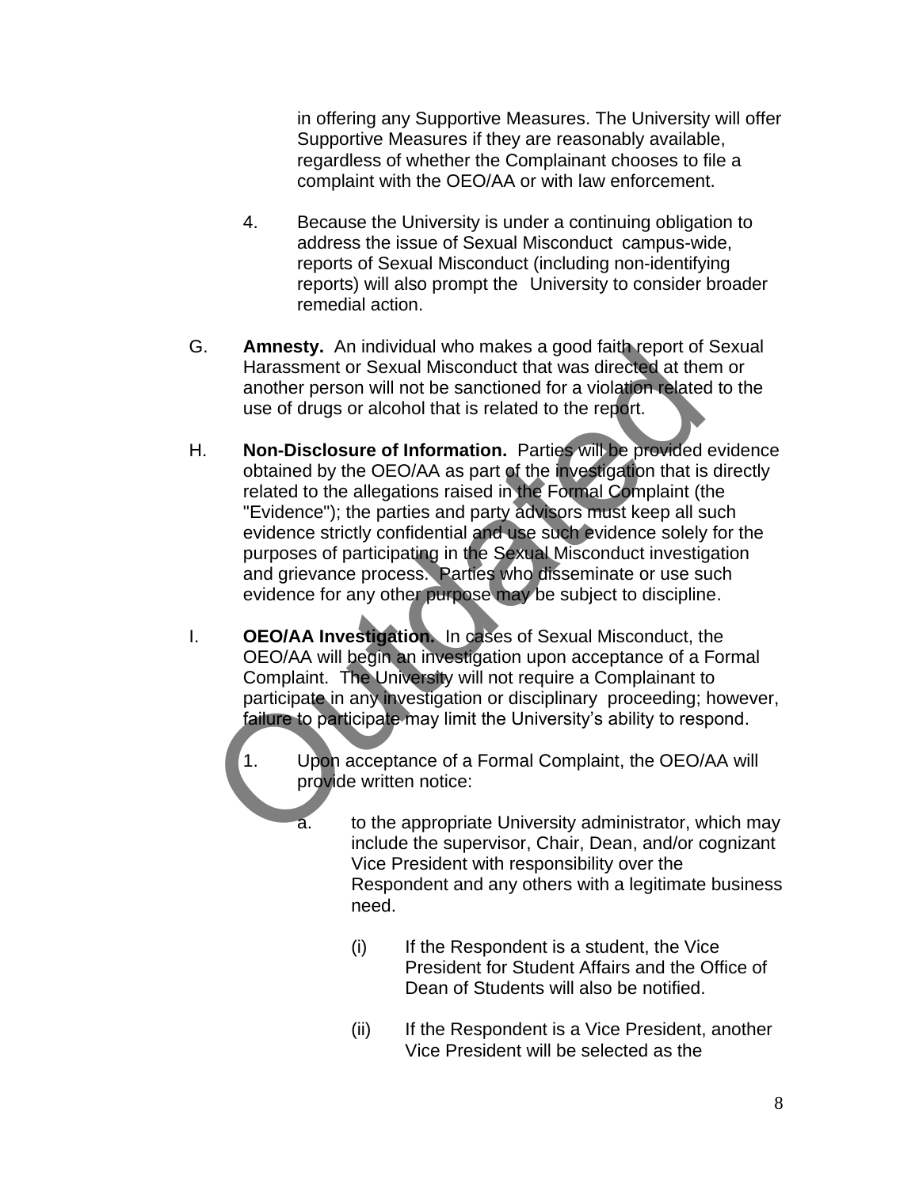in offering any Supportive Measures. The University will offer Supportive Measures if they are reasonably available, regardless of whether the Complainant chooses to file a complaint with the OEO/AA or with law enforcement.

4. Because the University is under a continuing obligation to address the issue of Sexual Misconduct campus-wide, reports of Sexual Misconduct (including non-identifying reports) will also prompt the University to consider broader remedial action.

G. **Amnesty.** An individual who makes a good faith report of Sexual Harassment or Sexual Misconduct that was directed at them or another person will not be sanctioned for a violation related to the use of drugs or alcohol that is related to the report.

H. **Non-Disclosure of Information.** Parties will be provided evidence obtained by the OEO/AA as part of the investigation that is directly related to the allegations raised in the Formal Complaint (the "Evidence"); the parties and party advisors must keep all such evidence strictly confidential and use such evidence solely for the purposes of participating in the Sexual Misconduct investigation and grievance process. Parties who disseminate or use such evidence for any other purpose may be subject to discipline.

I. **OEO/AA Investigation.** In cases of Sexual Misconduct, the OEO/AA will begin an investigation upon acceptance of a Formal Complaint. The University will not require a Complainant to participate in any investigation or disciplinary proceeding; however, failure to participate may limit the University's ability to respond.

1. Upon acceptance of a Formal Complaint, the OEO/AA will provide written notice:

   a. to the appropriate University administrator, which may include the supervisor, Chair, Dean, and/or cognizant Vice President with responsibility over the Respondent and any others with a legitimate business need.

      (i) If the Respondent is a student, the Vice President for Student Affairs and the Office of Dean of Students will also be notified.

      (ii) If the Respondent is a Vice President, another Vice President will be selected as the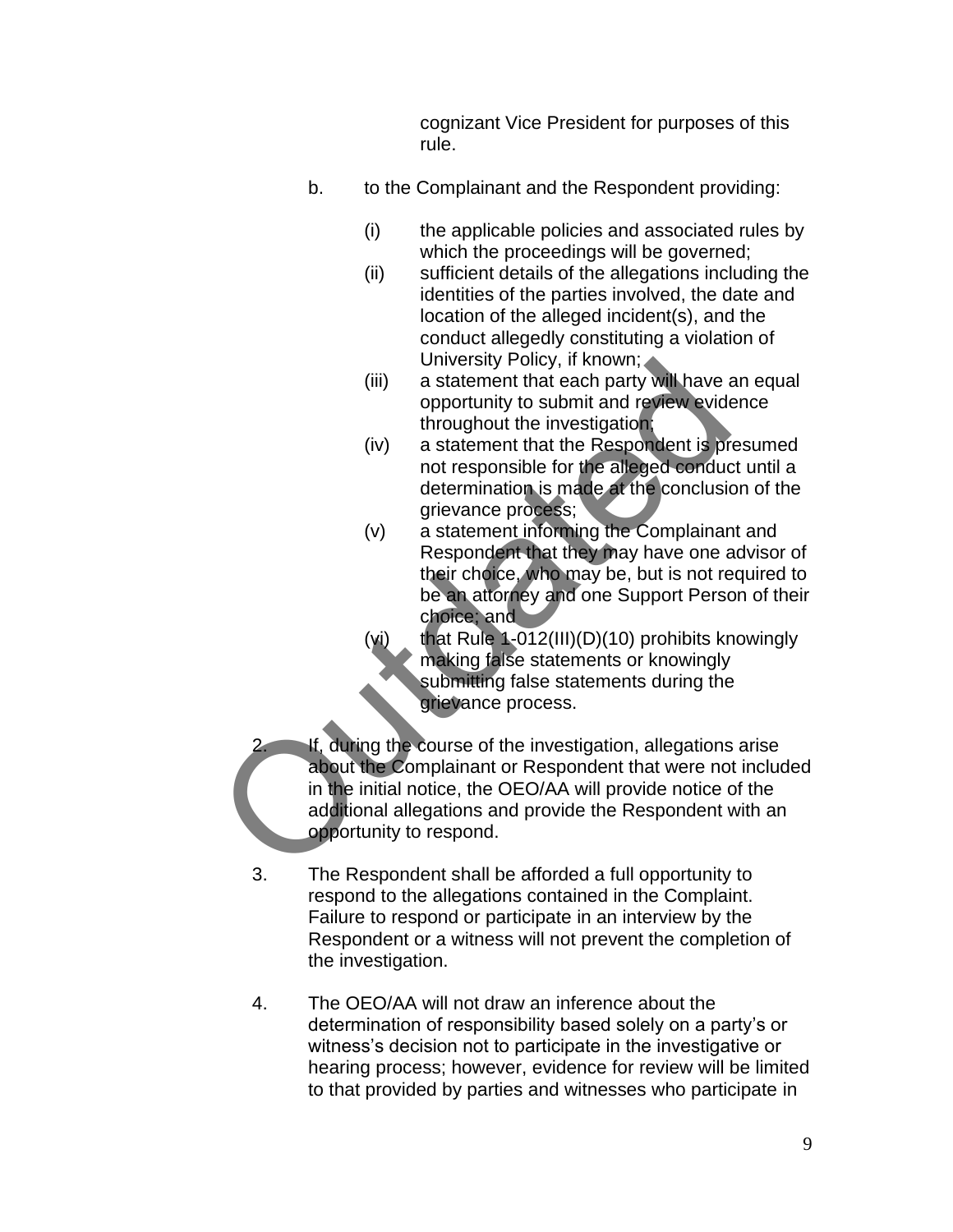cognizant Vice President for purposes of this rule.

b. to the Complainant and the Respondent providing:

  (i) the applicable policies and associated rules by which the proceedings will be governed;
  (ii) sufficient details of the allegations including the identities of the parties involved, the date and location of the alleged incident(s), and the conduct allegedly constituting a violation of University Policy, if known;
  (iii) a statement that each party will have an equal opportunity to submit and review evidence throughout the investigation;
  (iv) a statement that the Respondent is presumed not responsible for the alleged conduct until a determination is made at the conclusion of the grievance process;
  (v) a statement informing the Complainant and Respondent that they may have one advisor of their choice, who may be, but is not required to be an attorney and one Support Person of their choice; and
  (vi) that Rule 1-012(III)(D)(10) prohibits knowingly making false statements or knowingly submitting false statements during the grievance process.

2. If, during the course of the investigation, allegations arise about the Complainant or Respondent that were not included in the initial notice, the OEO/AA will provide notice of the additional allegations and provide the Respondent with an opportunity to respond.

3. The Respondent shall be afforded a full opportunity to respond to the allegations contained in the Complaint. Failure to respond or participate in an interview by the Respondent or a witness will not prevent the completion of the investigation.

4. The OEO/AA will not draw an inference about the determination of responsibility based solely on a party's or witness's decision not to participate in the investigative or hearing process; however, evidence for review will be limited to that provided by parties and witnesses who participate in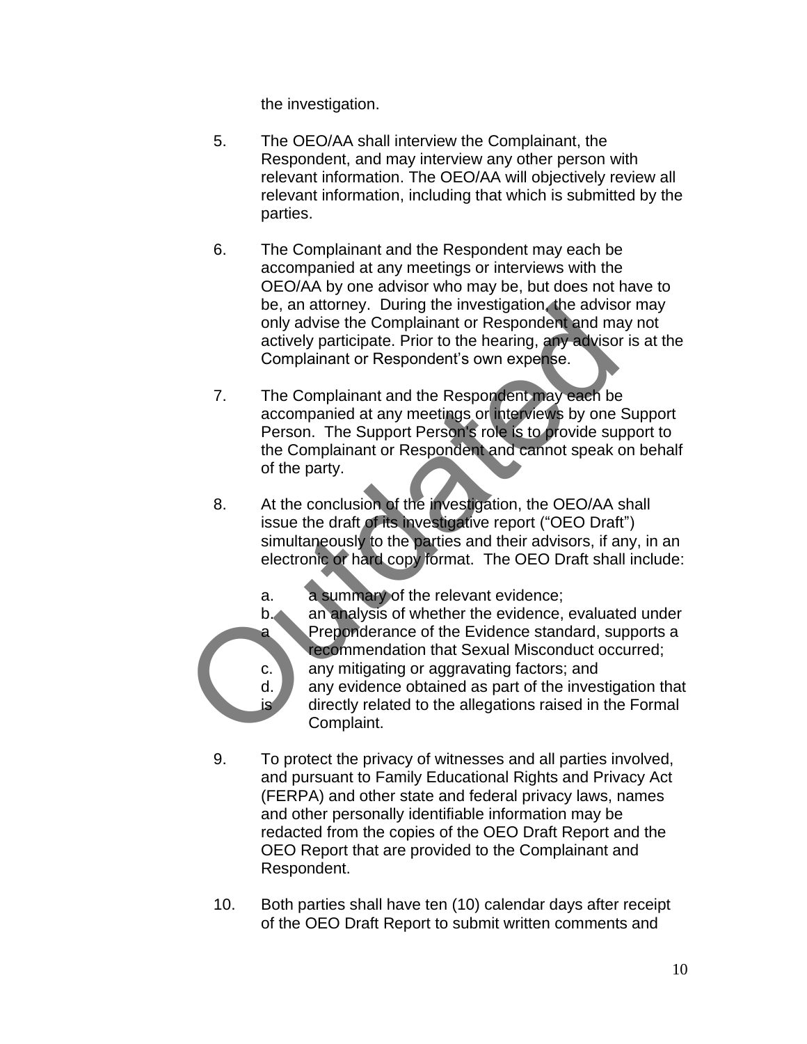the investigation.

5. The OEO/AA shall interview the Complainant, the Respondent, and may interview any other person with relevant information. The OEO/AA will objectively review all relevant information, including that which is submitted by the parties.

6. The Complainant and the Respondent may each be accompanied at any meetings or interviews with the OEO/AA by one advisor who may be, but does not have to be, an attorney. During the investigation, the advisor may only advise the Complainant or Respondent and may not actively participate. Prior to the hearing, any advisor is at the Complainant or Respondent's own expense.

7. The Complainant and the Respondent may each be accompanied at any meetings or interviews by one Support Person. The Support Person's role is to provide support to the Complainant or Respondent and cannot speak on behalf of the party.

8. At the conclusion of the investigation, the OEO/AA shall issue the draft of its investigative report ("OEO Draft") simultaneously to the parties and their advisors, if any, in an electronic or hard copy format. The OEO Draft shall include:

   a. a summary of the relevant evidence;
   b. an analysis of whether the evidence, evaluated under a Preponderance of the Evidence standard, supports a recommendation that Sexual Misconduct occurred;
   c. any mitigating or aggravating factors; and
   d. any evidence obtained as part of the investigation that is directly related to the allegations raised in the Formal Complaint.

9. To protect the privacy of witnesses and all parties involved, and pursuant to Family Educational Rights and Privacy Act (FERPA) and other state and federal privacy laws, names and other personally identifiable information may be redacted from the copies of the OEO Draft Report and the OEO Report that are provided to the Complainant and Respondent.

10. Both parties shall have ten (10) calendar days after receipt of the OEO Draft Report to submit written comments and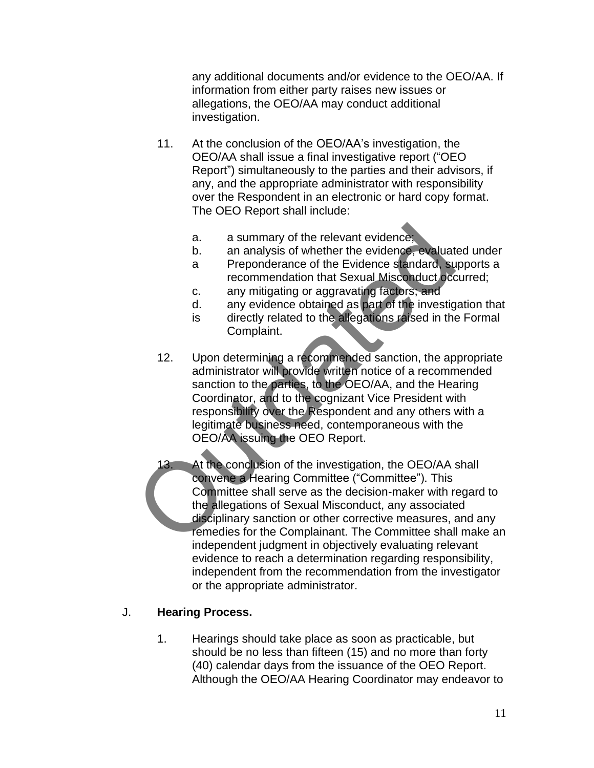any additional documents and/or evidence to the OEO/AA. If information from either party raises new issues or allegations, the OEO/AA may conduct additional investigation.

11. At the conclusion of the OEO/AA's investigation, the OEO/AA shall issue a final investigative report ("OEO Report") simultaneously to the parties and their advisors, if any, and the appropriate administrator with responsibility over the Respondent in an electronic or hard copy format. The OEO Report shall include:

    a. a summary of the relevant evidence;
    b. an analysis of whether the evidence, evaluated under a Preponderance of the Evidence standard, supports a recommendation that Sexual Misconduct occurred;
    c. any mitigating or aggravating factors; and
    d. any evidence obtained as part of the investigation that is directly related to the allegations raised in the Formal Complaint.

12. Upon determining a recommended sanction, the appropriate administrator will provide written notice of a recommended sanction to the parties, to the OEO/AA, and the Hearing Coordinator, and to the cognizant Vice President with responsibility over the Respondent and any others with a legitimate business need, contemporaneous with the OEO/AA issuing the OEO Report.

13. At the conclusion of the investigation, the OEO/AA shall convene a Hearing Committee ("Committee"). This Committee shall serve as the decision-maker with regard to the allegations of Sexual Misconduct, any associated disciplinary sanction or other corrective measures, and any remedies for the Complainant. The Committee shall make an independent judgment in objectively evaluating relevant evidence to reach a determination regarding responsibility, independent from the recommendation from the investigator or the appropriate administrator.

J. **Hearing Process.**

1. Hearings should take place as soon as practicable, but should be no less than fifteen (15) and no more than forty (40) calendar days from the issuance of the OEO Report. Although the OEO/AA Hearing Coordinator may endeavor to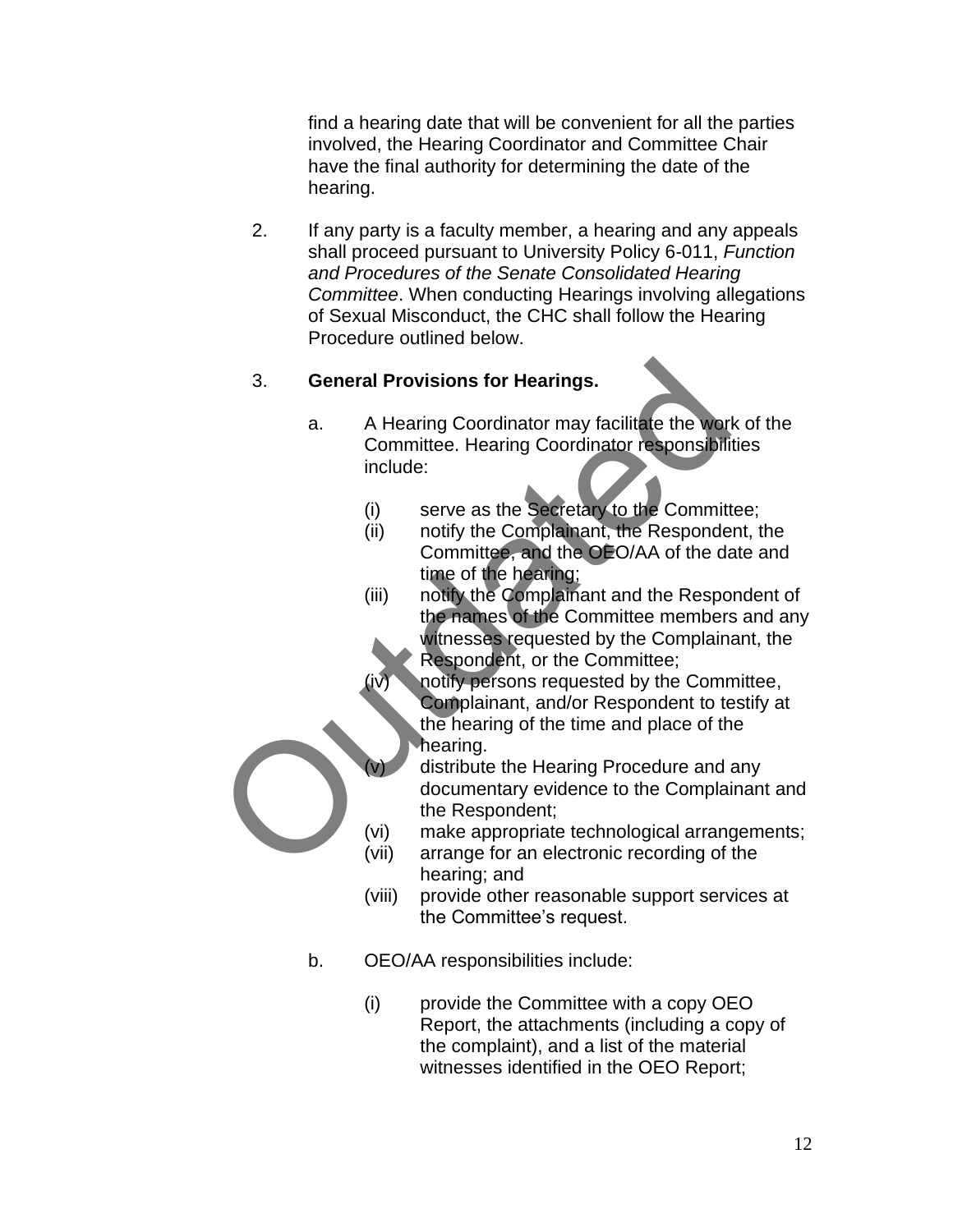find a hearing date that will be convenient for all the parties involved, the Hearing Coordinator and Committee Chair have the final authority for determining the date of the hearing.

2. If any party is a faculty member, a hearing and any appeals shall proceed pursuant to University Policy 6-011, *Function and Procedures of the Senate Consolidated Hearing Committee*. When conducting Hearings involving allegations of Sexual Misconduct, the CHC shall follow the Hearing Procedure outlined below.

3. **General Provisions for Hearings.**

   a. A Hearing Coordinator may facilitate the work of the Committee. Hearing Coordinator responsibilities include:

      (i) serve as the Secretary to the Committee;
      (ii) notify the Complainant, the Respondent, the Committee, and the OEO/AA of the date and time of the hearing;
      (iii) notify the Complainant and the Respondent of the names of the Committee members and any witnesses requested by the Complainant, the Respondent, or the Committee;
      (iv) notify persons requested by the Committee, Complainant, and/or Respondent to testify at the hearing of the time and place of the hearing.
      (v) distribute the Hearing Procedure and any documentary evidence to the Complainant and the Respondent;
      (vi) make appropriate technological arrangements;
      (vii) arrange for an electronic recording of the hearing; and
      (viii) provide other reasonable support services at the Committee's request.

   b. OEO/AA responsibilities include:

      (i) provide the Committee with a copy OEO Report, the attachments (including a copy of the complaint), and a list of the material witnesses identified in the OEO Report;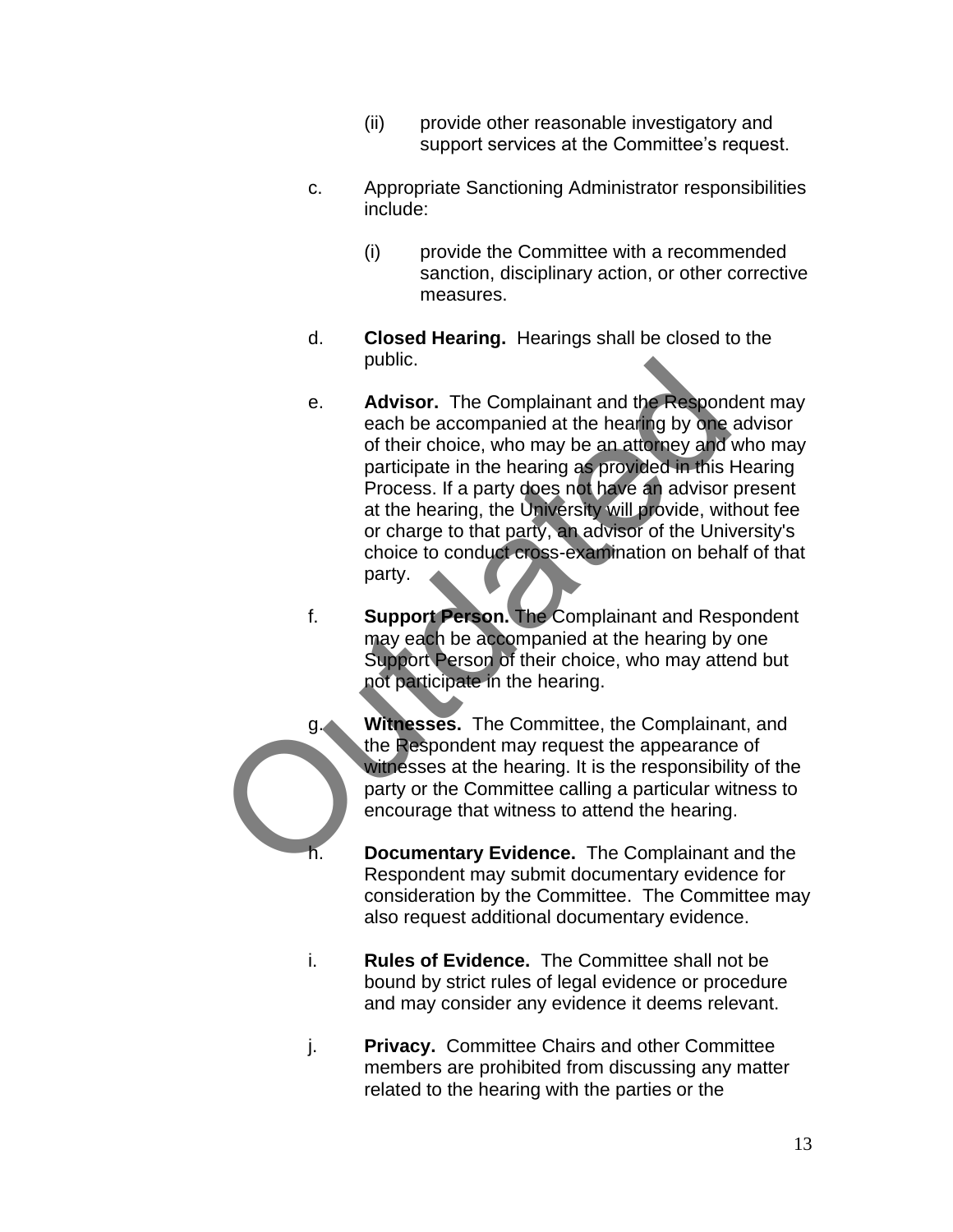(ii) provide other reasonable investigatory and support services at the Committee's request.

c. Appropriate Sanctioning Administrator responsibilities include:

(i) provide the Committee with a recommended sanction, disciplinary action, or other corrective measures.

d. **Closed Hearing.** Hearings shall be closed to the public.

e. **Advisor.** The Complainant and the Respondent may each be accompanied at the hearing by one advisor of their choice, who may be an attorney and who may participate in the hearing as provided in this Hearing Process. If a party does not have an advisor present at the hearing, the University will provide, without fee or charge to that party, an advisor of the University's choice to conduct cross-examination on behalf of that party.

f. **Support Person.** The Complainant and Respondent may each be accompanied at the hearing by one Support Person of their choice, who may attend but not participate in the hearing.

g. **Witnesses.** The Committee, the Complainant, and the Respondent may request the appearance of witnesses at the hearing. It is the responsibility of the party or the Committee calling a particular witness to encourage that witness to attend the hearing.

h. **Documentary Evidence.** The Complainant and the Respondent may submit documentary evidence for consideration by the Committee. The Committee may also request additional documentary evidence.

i. **Rules of Evidence.** The Committee shall not be bound by strict rules of legal evidence or procedure and may consider any evidence it deems relevant.

j. **Privacy.** Committee Chairs and other Committee members are prohibited from discussing any matter related to the hearing with the parties or the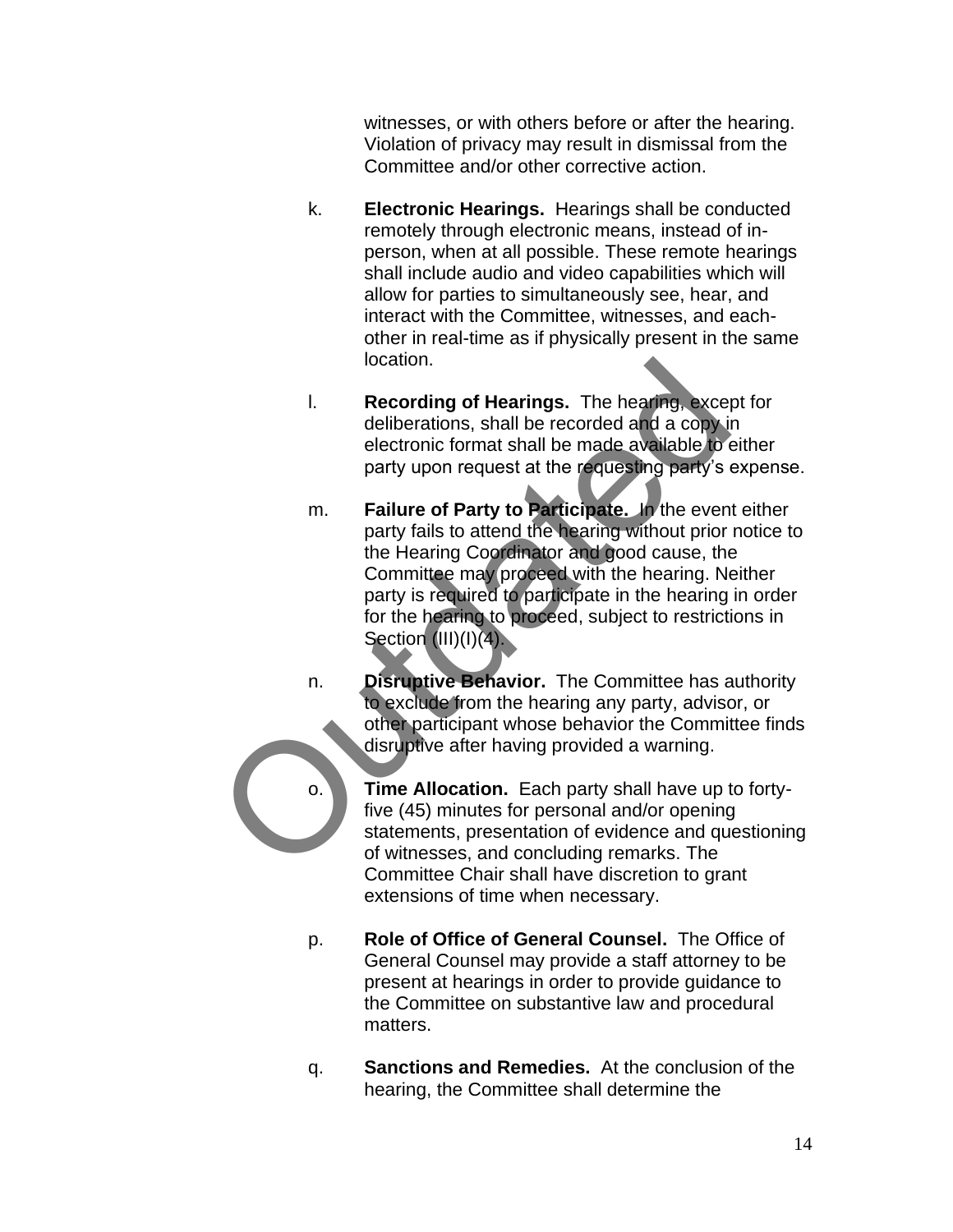witnesses, or with others before or after the hearing. Violation of privacy may result in dismissal from the Committee and/or other corrective action.

k. **Electronic Hearings.** Hearings shall be conducted remotely through electronic means, instead of in-person, when at all possible. These remote hearings shall include audio and video capabilities which will allow for parties to simultaneously see, hear, and interact with the Committee, witnesses, and each-other in real-time as if physically present in the same location.

l. **Recording of Hearings.** The hearing, except for deliberations, shall be recorded and a copy in electronic format shall be made available to either party upon request at the requesting party's expense.

m. **Failure of Party to Participate.** In the event either party fails to attend the hearing without prior notice to the Hearing Coordinator and good cause, the Committee may proceed with the hearing. Neither party is required to participate in the hearing in order for the hearing to proceed, subject to restrictions in Section (III)(I)(4).

n. **Disruptive Behavior.** The Committee has authority to exclude from the hearing any party, advisor, or other participant whose behavior the Committee finds disruptive after having provided a warning.

o. **Time Allocation.** Each party shall have up to forty-five (45) minutes for personal and/or opening statements, presentation of evidence and questioning of witnesses, and concluding remarks. The Committee Chair shall have discretion to grant extensions of time when necessary.

p. **Role of Office of General Counsel.** The Office of General Counsel may provide a staff attorney to be present at hearings in order to provide guidance to the Committee on substantive law and procedural matters.

q. **Sanctions and Remedies.** At the conclusion of the hearing, the Committee shall determine the

Outdated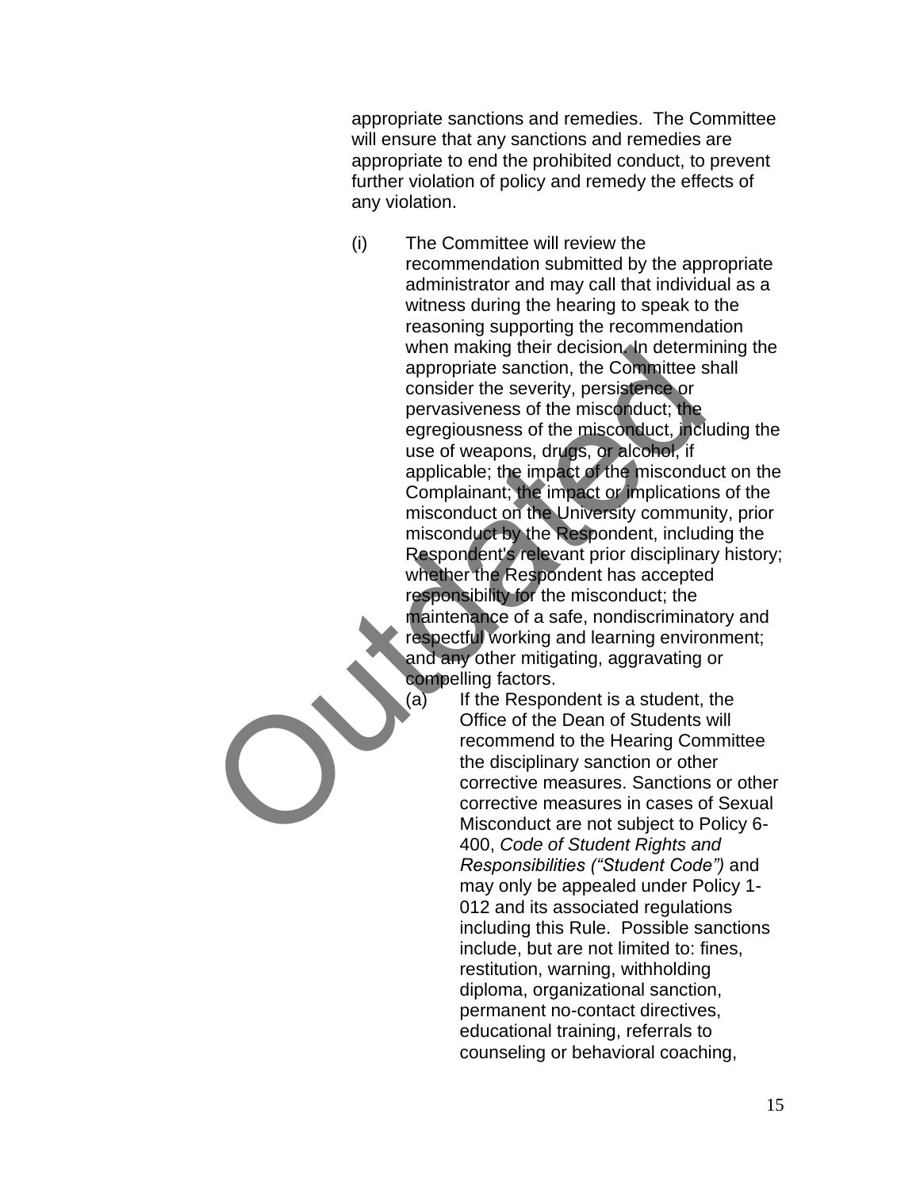appropriate sanctions and remedies. The Committee will ensure that any sanctions and remedies are appropriate to end the prohibited conduct, to prevent further violation of policy and remedy the effects of any violation.

(i) The Committee will review the recommendation submitted by the appropriate administrator and may call that individual as a witness during the hearing to speak to the reasoning supporting the recommendation when making their decision. In determining the appropriate sanction, the Committee shall consider the severity, persistence or pervasiveness of the misconduct; the egregiousness of the misconduct, including the use of weapons, drugs, or alcohol, if applicable; the impact of the misconduct on the Complainant; the impact or implications of the misconduct on the University community, prior misconduct by the Respondent, including the Respondent's relevant prior disciplinary history; whether the Respondent has accepted responsibility for the misconduct; the maintenance of a safe, nondiscriminatory and respectful working and learning environment; and any other mitigating, aggravating or compelling factors.

   (a) If the Respondent is a student, the Office of the Dean of Students will recommend to the Hearing Committee the disciplinary sanction or other corrective measures. Sanctions or other corrective measures in cases of Sexual Misconduct are not subject to Policy 6-400, *Code of Student Rights and Responsibilities ("Student Code")* and may only be appealed under Policy 1-012 and its associated regulations including this Rule. Possible sanctions include, but are not limited to: fines, restitution, warning, withholding diploma, organizational sanction, permanent no-contact directives, educational training, referrals to counseling or behavioral coaching,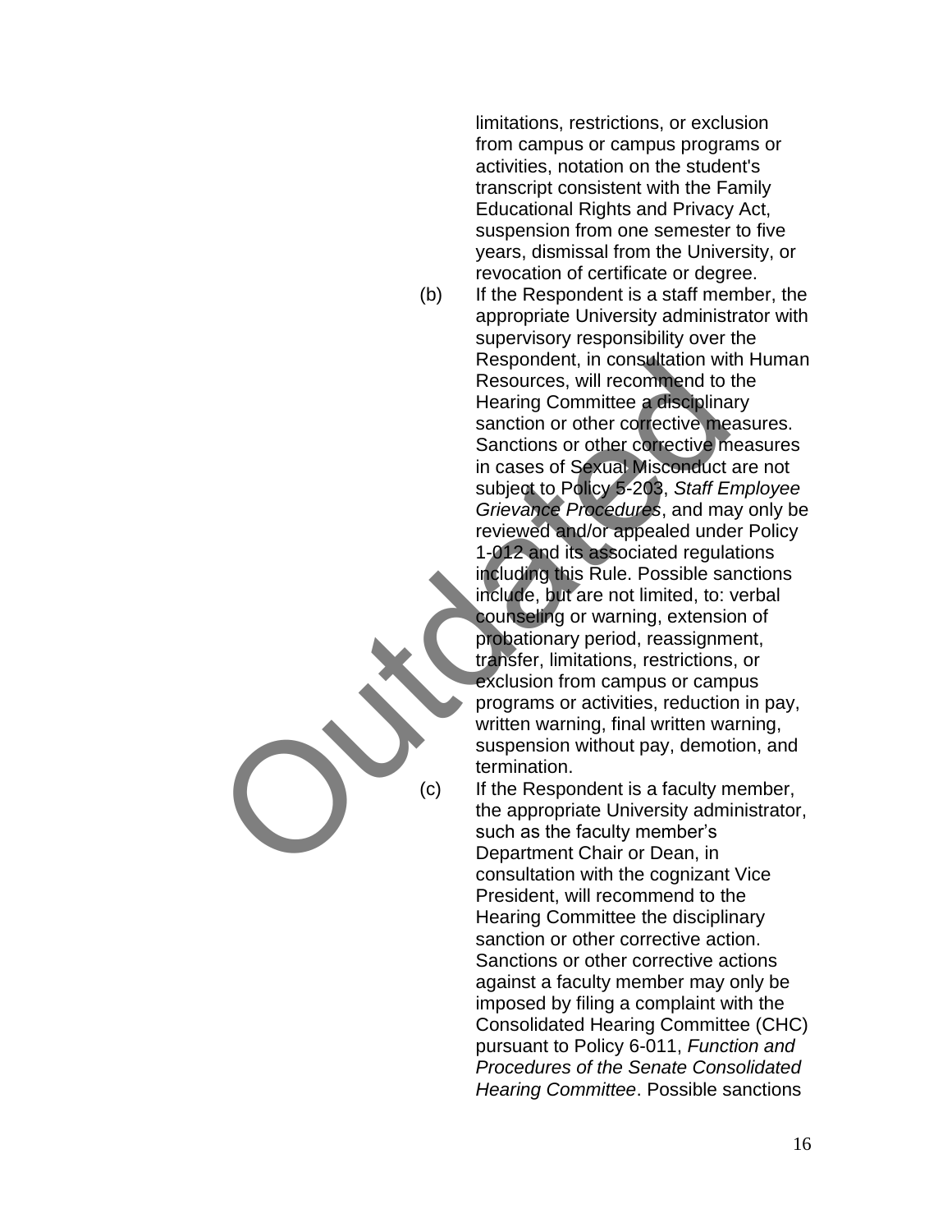limitations, restrictions, or exclusion from campus or campus programs or activities, notation on the student's transcript consistent with the Family Educational Rights and Privacy Act, suspension from one semester to five years, dismissal from the University, or revocation of certificate or degree.

(b) If the Respondent is a staff member, the appropriate University administrator with supervisory responsibility over the Respondent, in consultation with Human Resources, will recommend to the Hearing Committee a disciplinary sanction or other corrective measures. Sanctions or other corrective measures in cases of Sexual Misconduct are not subject to Policy 5-203, *Staff Employee Grievance Procedures*, and may only be reviewed and/or appealed under Policy 1-012 and its associated regulations including this Rule. Possible sanctions include, but are not limited, to: verbal counseling or warning, extension of probationary period, reassignment, transfer, limitations, restrictions, or exclusion from campus or campus programs or activities, reduction in pay, written warning, final written warning, suspension without pay, demotion, and termination.

(c) If the Respondent is a faculty member, the appropriate University administrator, such as the faculty member's Department Chair or Dean, in consultation with the cognizant Vice President, will recommend to the Hearing Committee the disciplinary sanction or other corrective action. Sanctions or other corrective actions against a faculty member may only be imposed by filing a complaint with the Consolidated Hearing Committee (CHC) pursuant to Policy 6-011, *Function and Procedures of the Senate Consolidated Hearing Committee*. Possible sanctions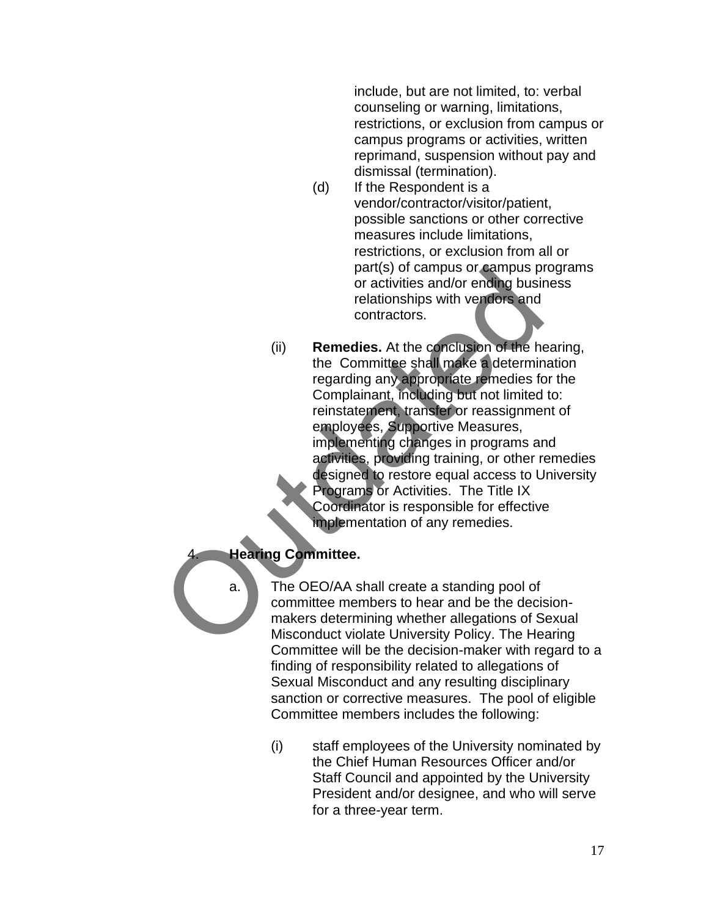include, but are not limited, to: verbal counseling or warning, limitations, restrictions, or exclusion from campus or campus programs or activities, written reprimand, suspension without pay and dismissal (termination).

(d) If the Respondent is a vendor/contractor/visitor/patient, possible sanctions or other corrective measures include limitations, restrictions, or exclusion from all or part(s) of campus or campus programs or activities and/or ending business relationships with vendors and contractors.

(ii) **Remedies.** At the conclusion of the hearing, the Committee shall make a determination regarding any appropriate remedies for the Complainant, including but not limited to: reinstatement, transfer or reassignment of employees, Supportive Measures, implementing changes in programs and activities, providing training, or other remedies designed to restore equal access to University Programs or Activities. The Title IX Coordinator is responsible for effective implementation of any remedies.

4. **Hearing Committee.**

a. The OEO/AA shall create a standing pool of committee members to hear and be the decision-makers determining whether allegations of Sexual Misconduct violate University Policy. The Hearing Committee will be the decision-maker with regard to a finding of responsibility related to allegations of Sexual Misconduct and any resulting disciplinary sanction or corrective measures. The pool of eligible Committee members includes the following:

(i) staff employees of the University nominated by the Chief Human Resources Officer and/or Staff Council and appointed by the University President and/or designee, and who will serve for a three-year term.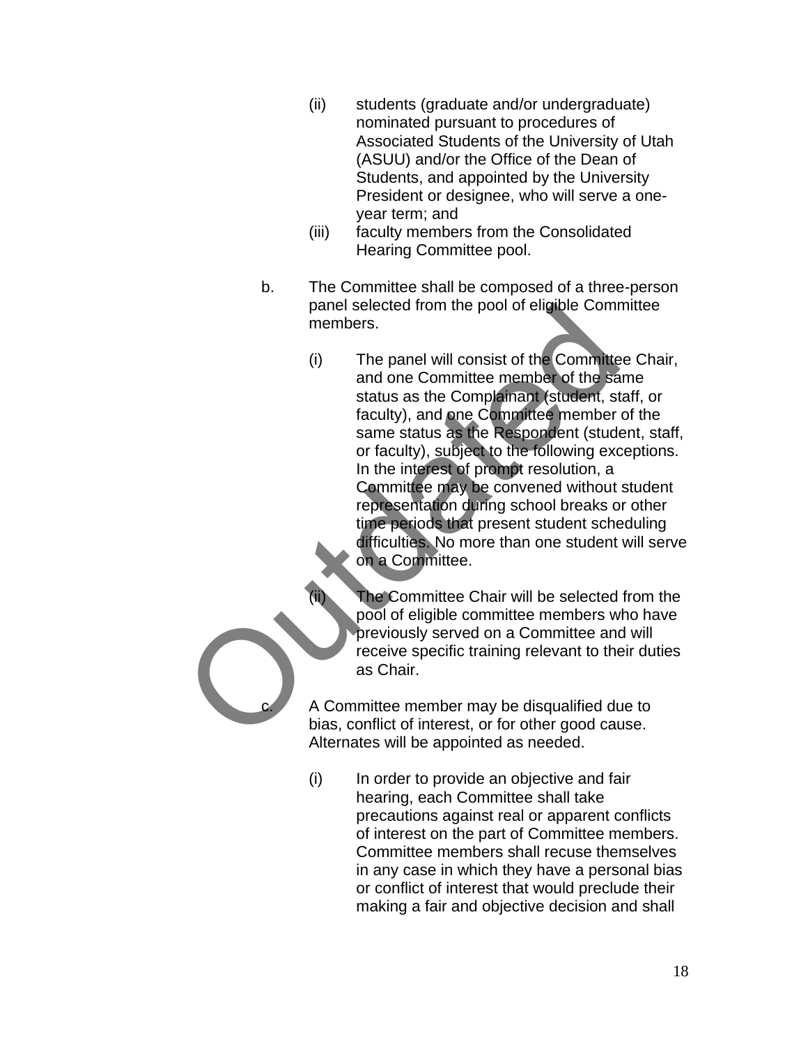(ii) students (graduate and/or undergraduate) nominated pursuant to procedures of Associated Students of the University of Utah (ASUU) and/or the Office of the Dean of Students, and appointed by the University President or designee, who will serve a one-year term; and

(iii) faculty members from the Consolidated Hearing Committee pool.

b. The Committee shall be composed of a three-person panel selected from the pool of eligible Committee members.

(i) The panel will consist of the Committee Chair, and one Committee member of the same status as the Complainant (student, staff, or faculty), and one Committee member of the same status as the Respondent (student, staff, or faculty), subject to the following exceptions. In the interest of prompt resolution, a Committee may be convened without student representation during school breaks or other time periods that present student scheduling difficulties. No more than one student will serve on a Committee.

(ii) The Committee Chair will be selected from the pool of eligible committee members who have previously served on a Committee and will receive specific training relevant to their duties as Chair.

c. A Committee member may be disqualified due to bias, conflict of interest, or for other good cause. Alternates will be appointed as needed.

(i) In order to provide an objective and fair hearing, each Committee shall take precautions against real or apparent conflicts of interest on the part of Committee members. Committee members shall recuse themselves in any case in which they have a personal bias or conflict of interest that would preclude their making a fair and objective decision and shall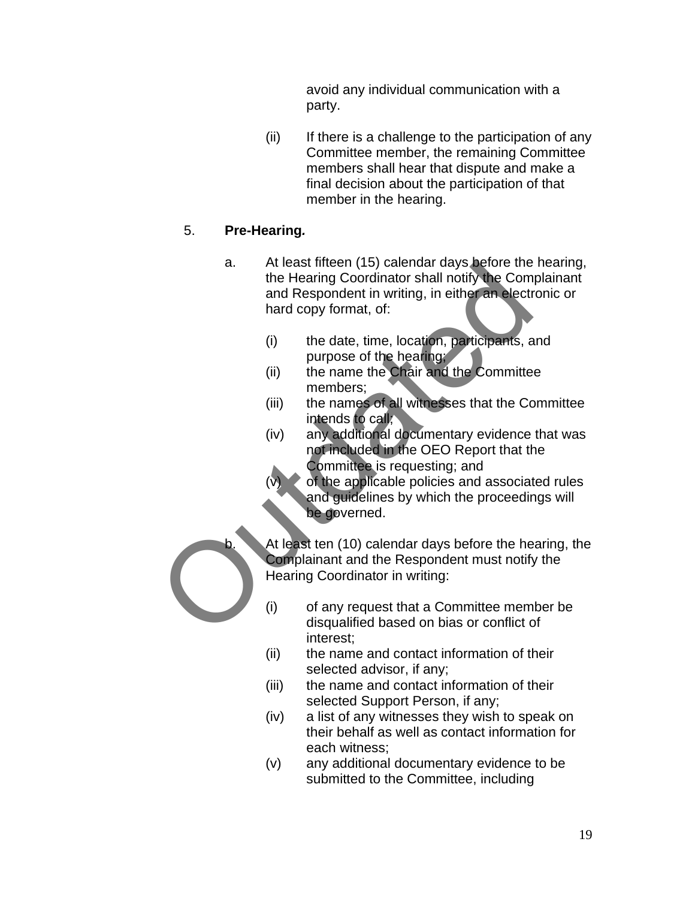avoid any individual communication with a party.

(ii) If there is a challenge to the participation of any Committee member, the remaining Committee members shall hear that dispute and make a final decision about the participation of that member in the hearing.

5. **Pre-Hearing.**

a. At least fifteen (15) calendar days before the hearing, the Hearing Coordinator shall notify the Complainant and Respondent in writing, in either an electronic or hard copy format, of:

(i) the date, time, location, participants, and purpose of the hearing;
(ii) the name the Chair and the Committee members;
(iii) the names of all witnesses that the Committee intends to call;
(iv) any additional documentary evidence that was not included in the OEO Report that the Committee is requesting; and
(v) of the applicable policies and associated rules and guidelines by which the proceedings will be governed.

b. At least ten (10) calendar days before the hearing, the Complainant and the Respondent must notify the Hearing Coordinator in writing:

(i) of any request that a Committee member be disqualified based on bias or conflict of interest;
(ii) the name and contact information of their selected advisor, if any;
(iii) the name and contact information of their selected Support Person, if any;
(iv) a list of any witnesses they wish to speak on their behalf as well as contact information for each witness;
(v) any additional documentary evidence to be submitted to the Committee, including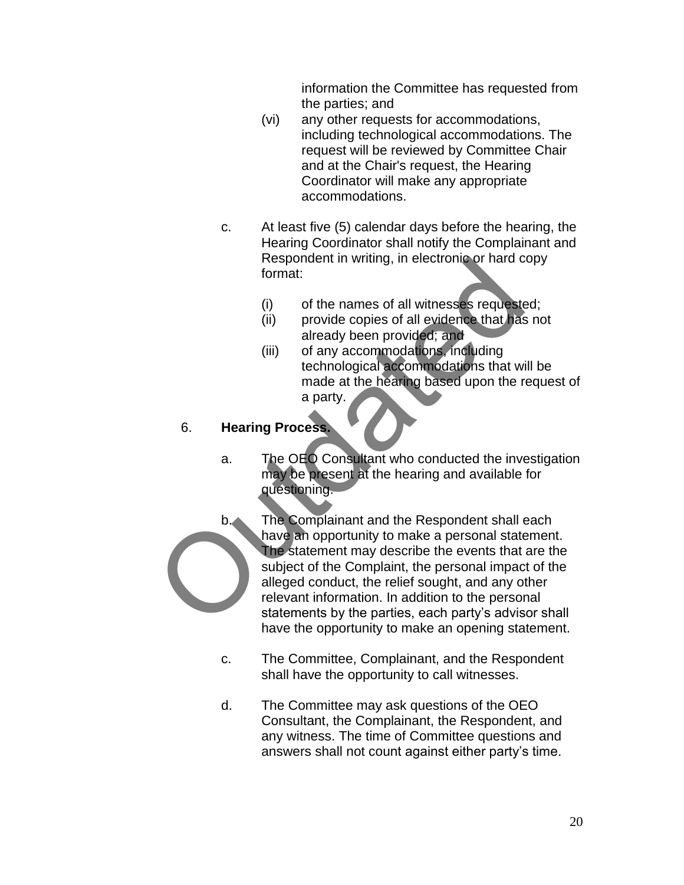information the Committee has requested from the parties; and

(vi) any other requests for accommodations, including technological accommodations. The request will be reviewed by Committee Chair and at the Chair's request, the Hearing Coordinator will make any appropriate accommodations.

c. At least five (5) calendar days before the hearing, the Hearing Coordinator shall notify the Complainant and Respondent in writing, in electronic or hard copy format:

(i) of the names of all witnesses requested;
(ii) provide copies of all evidence that has not already been provided; and
(iii) of any accommodations, including technological accommodations that will be made at the hearing based upon the request of a party.

6. **Hearing Process.**

a. The OEO Consultant who conducted the investigation may be present at the hearing and available for questioning.

b. The Complainant and the Respondent shall each have an opportunity to make a personal statement. The statement may describe the events that are the subject of the Complaint, the personal impact of the alleged conduct, the relief sought, and any other relevant information. In addition to the personal statements by the parties, each party's advisor shall have the opportunity to make an opening statement.

c. The Committee, Complainant, and the Respondent shall have the opportunity to call witnesses.

d. The Committee may ask questions of the OEO Consultant, the Complainant, the Respondent, and any witness. The time of Committee questions and answers shall not count against either party's time.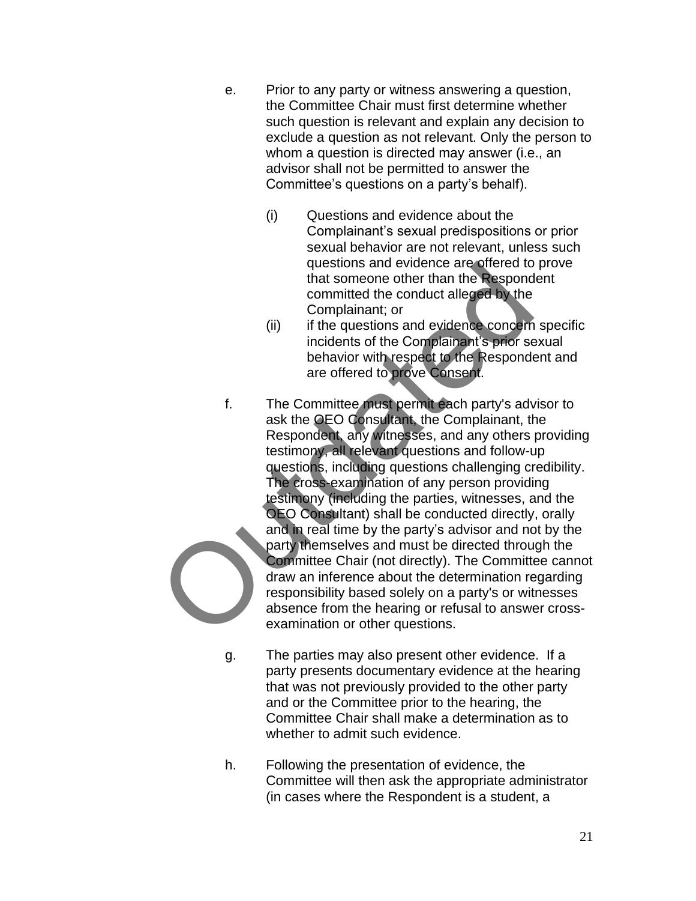e. Prior to any party or witness answering a question, the Committee Chair must first determine whether such question is relevant and explain any decision to exclude a question as not relevant. Only the person to whom a question is directed may answer (i.e., an advisor shall not be permitted to answer the Committee's questions on a party's behalf).

   (i) Questions and evidence about the Complainant's sexual predispositions or prior sexual behavior are not relevant, unless such questions and evidence are offered to prove that someone other than the Respondent committed the conduct alleged by the Complainant; or

   (ii) if the questions and evidence concern specific incidents of the Complainant's prior sexual behavior with respect to the Respondent and are offered to prove Consent.

f. The Committee must permit each party's advisor to ask the OEO Consultant, the Complainant, the Respondent, any witnesses, and any others providing testimony, all relevant questions and follow-up questions, including questions challenging credibility. The cross-examination of any person providing testimony (including the parties, witnesses, and the OEO Consultant) shall be conducted directly, orally and in real time by the party's advisor and not by the party themselves and must be directed through the Committee Chair (not directly). The Committee cannot draw an inference about the determination regarding responsibility based solely on a party's or witnesses absence from the hearing or refusal to answer cross-examination or other questions.

g. The parties may also present other evidence. If a party presents documentary evidence at the hearing that was not previously provided to the other party and or the Committee prior to the hearing, the Committee Chair shall make a determination as to whether to admit such evidence.

h. Following the presentation of evidence, the Committee will then ask the appropriate administrator (in cases where the Respondent is a student, a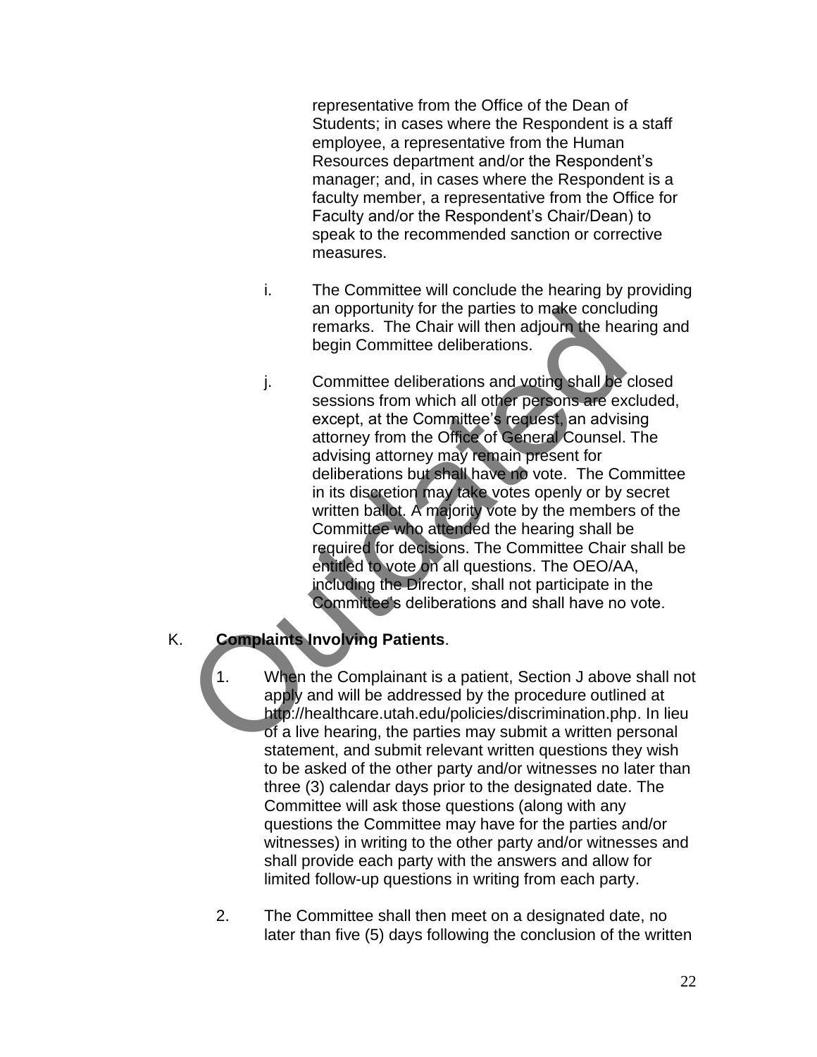representative from the Office of the Dean of Students; in cases where the Respondent is a staff employee, a representative from the Human Resources department and/or the Respondent's manager; and, in cases where the Respondent is a faculty member, a representative from the Office for Faculty and/or the Respondent's Chair/Dean) to speak to the recommended sanction or corrective measures.

i. The Committee will conclude the hearing by providing an opportunity for the parties to make concluding remarks. The Chair will then adjourn the hearing and begin Committee deliberations.

j. Committee deliberations and voting shall be closed sessions from which all other persons are excluded, except, at the Committee's request, an advising attorney from the Office of General Counsel. The advising attorney may remain present for deliberations but shall have no vote. The Committee in its discretion may take votes openly or by secret written ballot. A majority vote by the members of the Committee who attended the hearing shall be required for decisions. The Committee Chair shall be entitled to vote on all questions. The OEO/AA, including the Director, shall not participate in the Committee's deliberations and shall have no vote.

K. **Complaints Involving Patients**.

1. When the Complainant is a patient, Section J above shall not apply and will be addressed by the procedure outlined at http://healthcare.utah.edu/policies/discrimination.php. In lieu of a live hearing, the parties may submit a written personal statement, and submit relevant written questions they wish to be asked of the other party and/or witnesses no later than three (3) calendar days prior to the designated date. The Committee will ask those questions (along with any questions the Committee may have for the parties and/or witnesses) in writing to the other party and/or witnesses and shall provide each party with the answers and allow for limited follow-up questions in writing from each party.

2. The Committee shall then meet on a designated date, no later than five (5) days following the conclusion of the written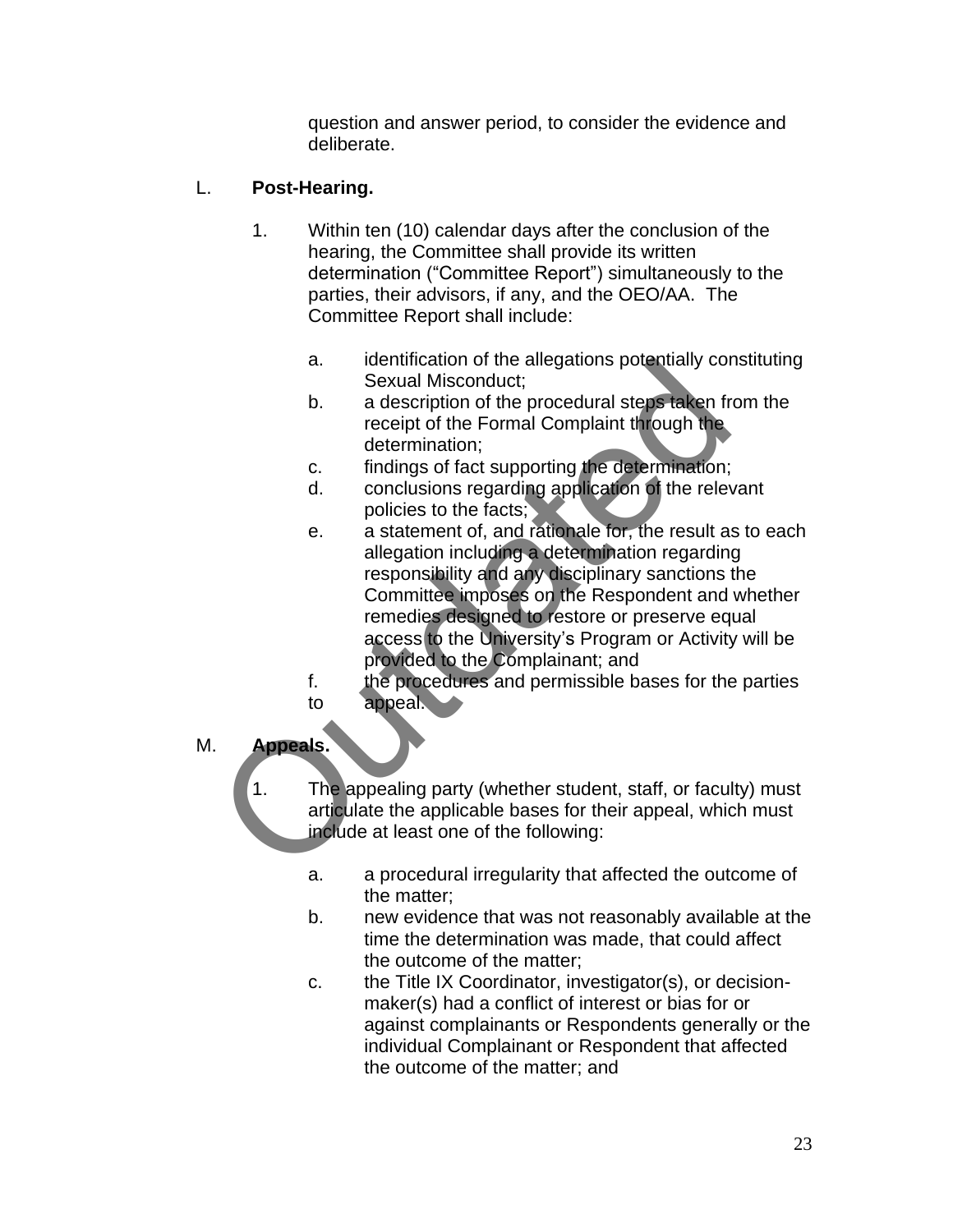question and answer period, to consider the evidence and deliberate.

L. **Post-Hearing.**

1. Within ten (10) calendar days after the conclusion of the hearing, the Committee shall provide its written determination ("Committee Report") simultaneously to the parties, their advisors, if any, and the OEO/AA. The Committee Report shall include:

    a. identification of the allegations potentially constituting Sexual Misconduct;
    b. a description of the procedural steps taken from the receipt of the Formal Complaint through the determination;
    c. findings of fact supporting the determination;
    d. conclusions regarding application of the relevant policies to the facts;
    e. a statement of, and rationale for, the result as to each allegation including a determination regarding responsibility and any disciplinary sanctions the Committee imposes on the Respondent and whether remedies designed to restore or preserve equal access to the University's Program or Activity will be provided to the Complainant; and
    f. the procedures and permissible bases for the parties to appeal.

M. **Appeals.**

1. The appealing party (whether student, staff, or faculty) must articulate the applicable bases for their appeal, which must include at least one of the following:

    a. a procedural irregularity that affected the outcome of the matter;
    b. new evidence that was not reasonably available at the time the determination was made, that could affect the outcome of the matter;
    c. the Title IX Coordinator, investigator(s), or decision-maker(s) had a conflict of interest or bias for or against complainants or Respondents generally or the individual Complainant or Respondent that affected the outcome of the matter; and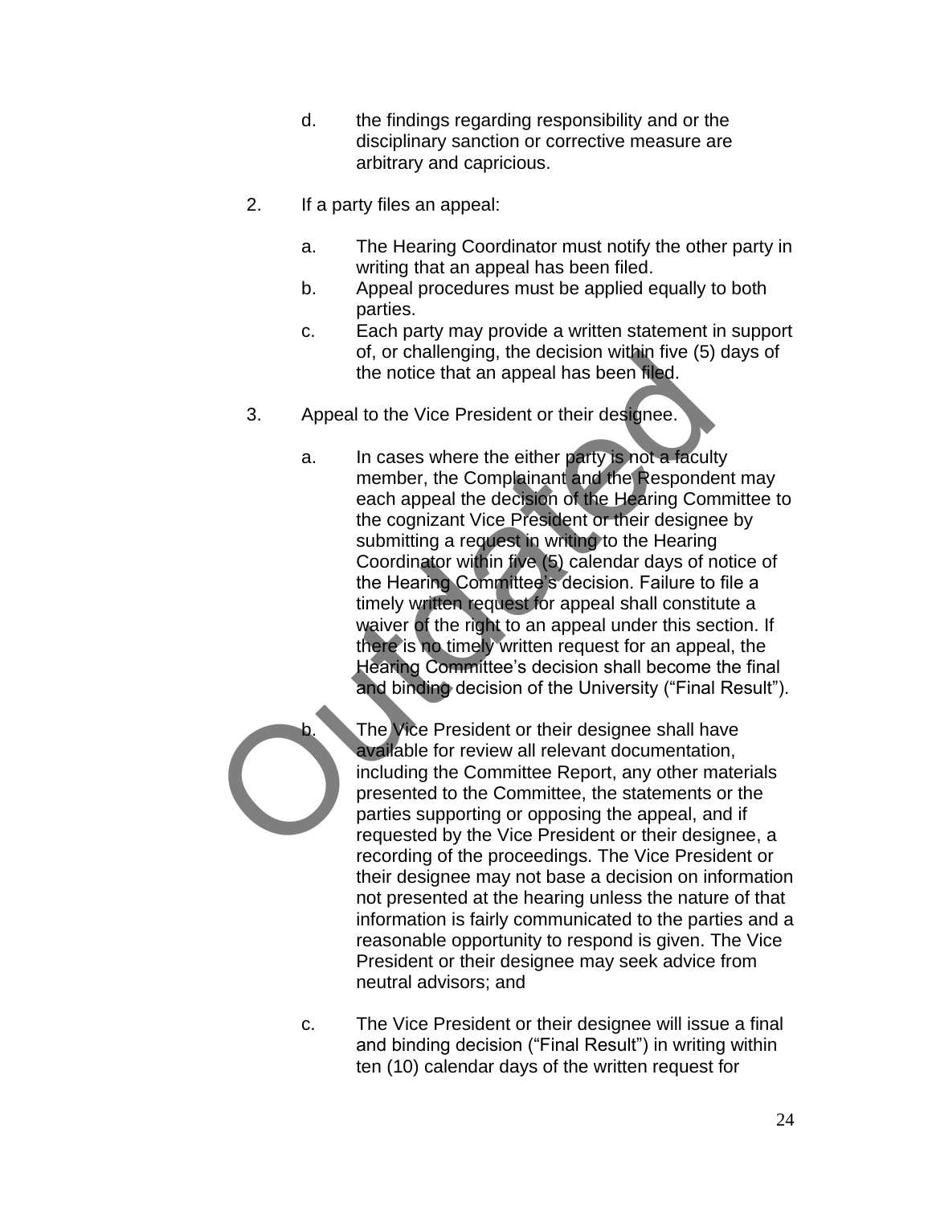d. the findings regarding responsibility and or the disciplinary sanction or corrective measure are arbitrary and capricious.

2. If a party files an appeal:

   a. The Hearing Coordinator must notify the other party in writing that an appeal has been filed.
   b. Appeal procedures must be applied equally to both parties.
   c. Each party may provide a written statement in support of, or challenging, the decision within five (5) days of the notice that an appeal has been filed.

3. Appeal to the Vice President or their designee.

   a. In cases where the either party is not a faculty member, the Complainant and the Respondent may each appeal the decision of the Hearing Committee to the cognizant Vice President or their designee by submitting a request in writing to the Hearing Coordinator within five (5) calendar days of notice of the Hearing Committee's decision. Failure to file a timely written request for appeal shall constitute a waiver of the right to an appeal under this section. If there is no timely written request for an appeal, the Hearing Committee's decision shall become the final and binding decision of the University ("Final Result").

   b. The Vice President or their designee shall have available for review all relevant documentation, including the Committee Report, any other materials presented to the Committee, the statements or the parties supporting or opposing the appeal, and if requested by the Vice President or their designee, a recording of the proceedings. The Vice President or their designee may not base a decision on information not presented at the hearing unless the nature of that information is fairly communicated to the parties and a reasonable opportunity to respond is given. The Vice President or their designee may seek advice from neutral advisors; and

   c. The Vice President or their designee will issue a final and binding decision ("Final Result") in writing within ten (10) calendar days of the written request for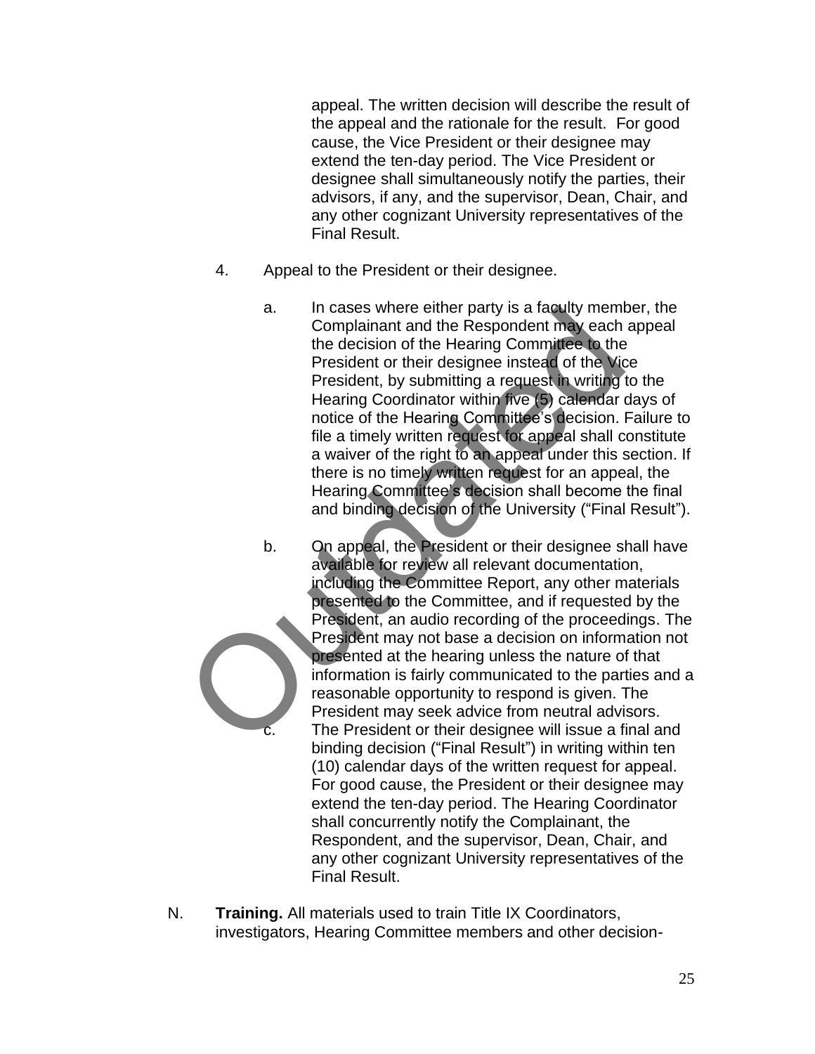appeal. The written decision will describe the result of the appeal and the rationale for the result. For good cause, the Vice President or their designee may extend the ten-day period. The Vice President or designee shall simultaneously notify the parties, their advisors, if any, and the supervisor, Dean, Chair, and any other cognizant University representatives of the Final Result.

4. Appeal to the President or their designee.

   a. In cases where either party is a faculty member, the Complainant and the Respondent may each appeal the decision of the Hearing Committee to the President or their designee instead of the Vice President, by submitting a request in writing to the Hearing Coordinator within five (5) calendar days of notice of the Hearing Committee's decision. Failure to file a timely written request for appeal shall constitute a waiver of the right to an appeal under this section. If there is no timely written request for an appeal, the Hearing Committee's decision shall become the final and binding decision of the University ("Final Result").

   b. On appeal, the President or their designee shall have available for review all relevant documentation, including the Committee Report, any other materials presented to the Committee, and if requested by the President, an audio recording of the proceedings. The President may not base a decision on information not presented at the hearing unless the nature of that information is fairly communicated to the parties and a reasonable opportunity to respond is given. The President may seek advice from neutral advisors.

   c. The President or their designee will issue a final and binding decision ("Final Result") in writing within ten (10) calendar days of the written request for appeal. For good cause, the President or their designee may extend the ten-day period. The Hearing Coordinator shall concurrently notify the Complainant, the Respondent, and the supervisor, Dean, Chair, and any other cognizant University representatives of the Final Result.

N. **Training.** All materials used to train Title IX Coordinators, investigators, Hearing Committee members and other decision-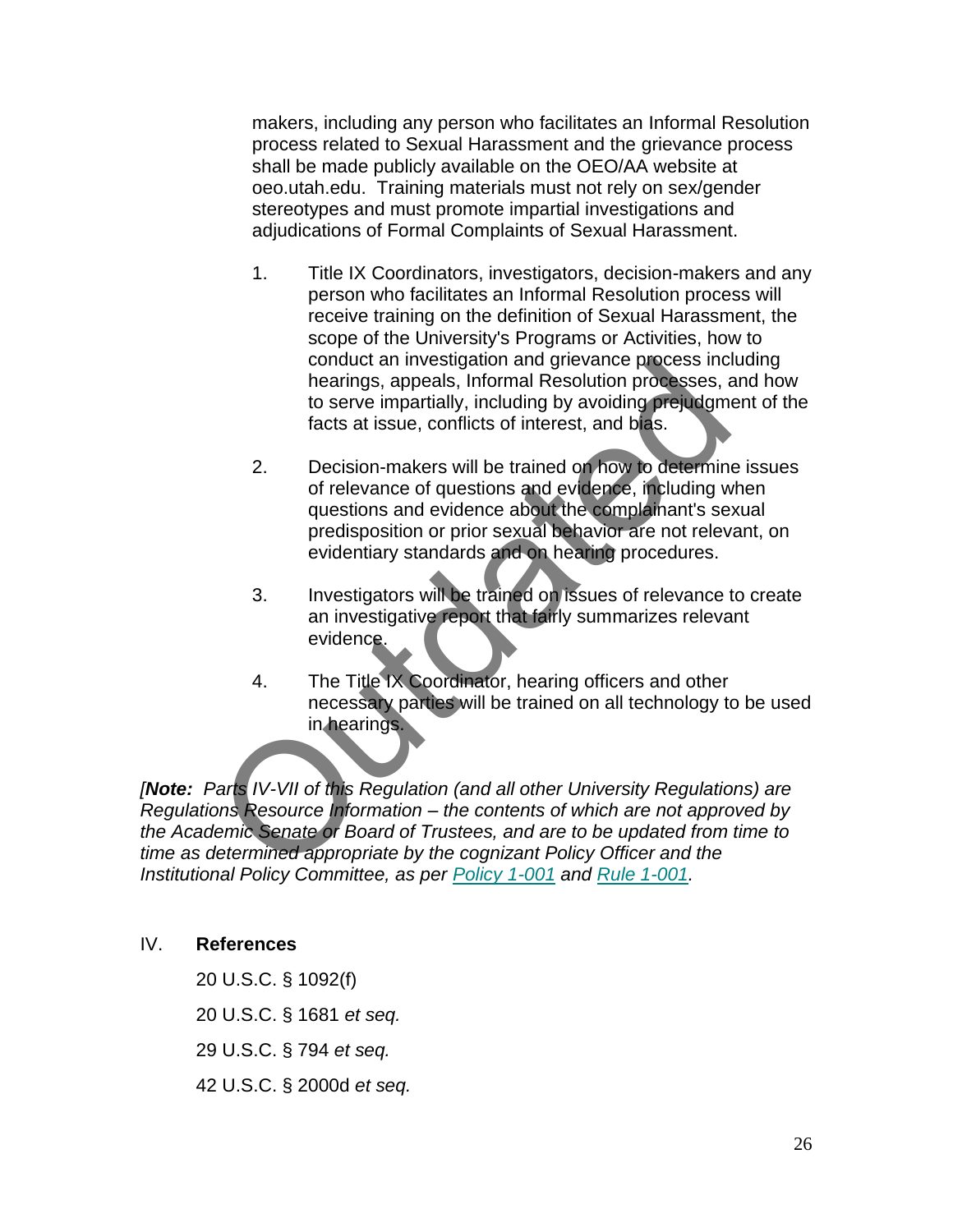makers, including any person who facilitates an Informal Resolution process related to Sexual Harassment and the grievance process shall be made publicly available on the OEO/AA website at oeo.utah.edu. Training materials must not rely on sex/gender stereotypes and must promote impartial investigations and adjudications of Formal Complaints of Sexual Harassment.

1. Title IX Coordinators, investigators, decision-makers and any person who facilitates an Informal Resolution process will receive training on the definition of Sexual Harassment, the scope of the University's Programs or Activities, how to conduct an investigation and grievance process including hearings, appeals, Informal Resolution processes, and how to serve impartially, including by avoiding prejudgment of the facts at issue, conflicts of interest, and bias.

2. Decision-makers will be trained on how to determine issues of relevance of questions and evidence, including when questions and evidence about the complainant's sexual predisposition or prior sexual behavior are not relevant, on evidentiary standards and on hearing procedures.

3. Investigators will be trained on issues of relevance to create an investigative report that fairly summarizes relevant evidence.

4. The Title IX Coordinator, hearing officers and other necessary parties will be trained on all technology to be used in hearings.

*[**Note:** Parts IV-VII of this Regulation (and all other University Regulations) are Regulations Resource Information – the contents of which are not approved by the Academic Senate or Board of Trustees, and are to be updated from time to time as determined appropriate by the cognizant Policy Officer and the Institutional Policy Committee, as per [Policy 1-001]() and [Rule 1-001]().*

## IV. References

20 U.S.C. § 1092(f)

20 U.S.C. § 1681 *et seq.*

29 U.S.C. § 794 *et seq.*

42 U.S.C. § 2000d *et seq.*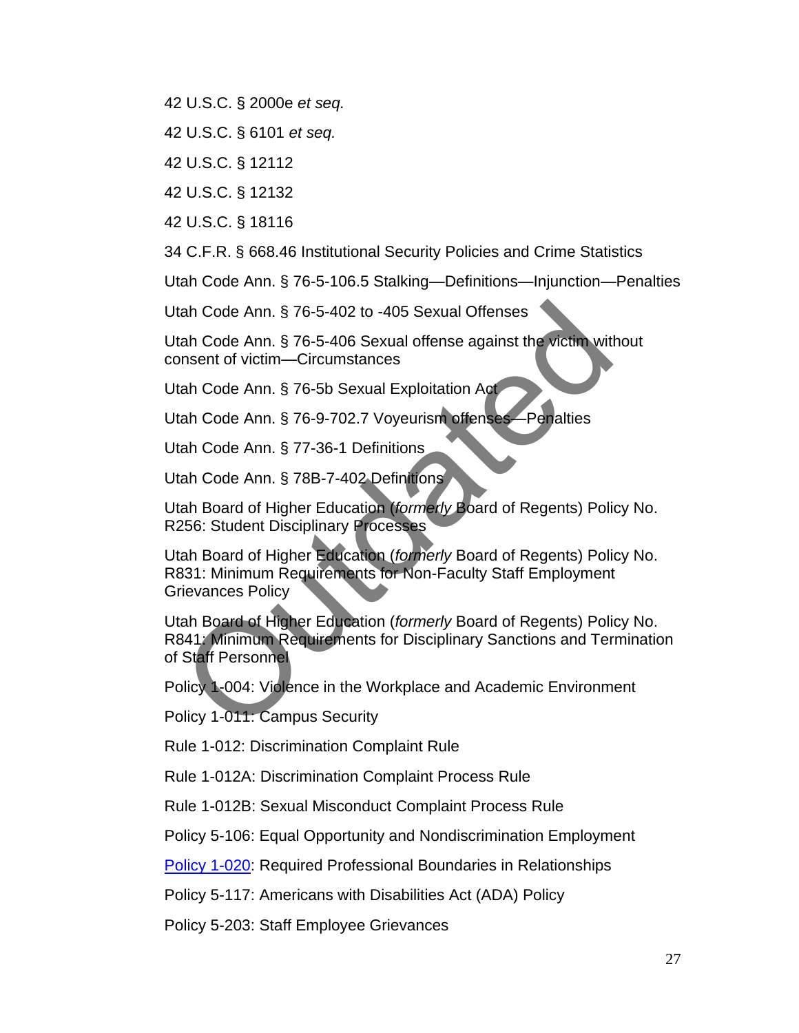42 U.S.C. § 2000e *et seq.*

42 U.S.C. § 6101 *et seq.*

42 U.S.C. § 12112

42 U.S.C. § 12132

42 U.S.C. § 18116

34 C.F.R. § 668.46 Institutional Security Policies and Crime Statistics

Utah Code Ann. § 76-5-106.5 Stalking—Definitions—Injunction—Penalties

Utah Code Ann. § 76-5-402 to -405 Sexual Offenses

Utah Code Ann. § 76-5-406 Sexual offense against the victim without consent of victim—Circumstances

Utah Code Ann. § 76-5b Sexual Exploitation Act

Utah Code Ann. § 76-9-702.7 Voyeurism offenses—Penalties

Utah Code Ann. § 77-36-1 Definitions

Utah Code Ann. § 78B-7-402 Definitions

Utah Board of Higher Education (*formerly* Board of Regents) Policy No. R256: Student Disciplinary Processes

Utah Board of Higher Education (*formerly* Board of Regents) Policy No. R831: Minimum Requirements for Non-Faculty Staff Employment Grievances Policy

Utah Board of Higher Education (*formerly* Board of Regents) Policy No. R841: Minimum Requirements for Disciplinary Sanctions and Termination of Staff Personnel

Policy 1-004: Violence in the Workplace and Academic Environment

Policy 1-011: Campus Security

Rule 1-012: Discrimination Complaint Rule

Rule 1-012A: Discrimination Complaint Process Rule

Rule 1-012B: Sexual Misconduct Complaint Process Rule

Policy 5-106: Equal Opportunity and Nondiscrimination Employment

Policy 1-020: Required Professional Boundaries in Relationships

Policy 5-117: Americans with Disabilities Act (ADA) Policy

Policy 5-203: Staff Employee Grievances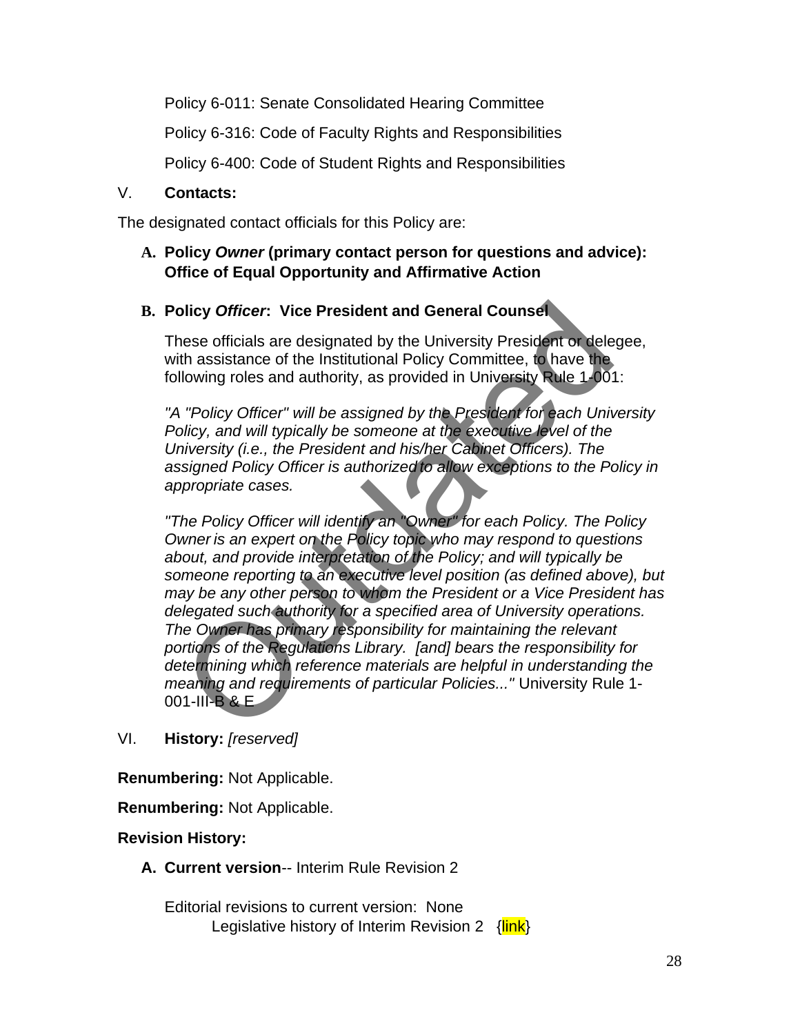Policy 6-011: Senate Consolidated Hearing Committee

Policy 6-316: Code of Faculty Rights and Responsibilities

Policy 6-400: Code of Student Rights and Responsibilities

V. **Contacts:**

The designated contact officials for this Policy are:

**A. Policy *Owner* (primary contact person for questions and advice): Office of Equal Opportunity and Affirmative Action**

**B. Policy *Officer*: Vice President and General Counsel**

These officials are designated by the University President or delegee, with assistance of the Institutional Policy Committee, to have the following roles and authority, as provided in University Rule 1-001:

*"A "Policy Officer" will be assigned by the President for each University Policy, and will typically be someone at the executive level of the University (i.e., the President and his/her Cabinet Officers). The assigned Policy Officer is authorized to allow exceptions to the Policy in appropriate cases.*

*"The Policy Officer will identify an "Owner" for each Policy. The Policy Owner is an expert on the Policy topic who may respond to questions about, and provide interpretation of the Policy; and will typically be someone reporting to an executive level position (as defined above), but may be any other person to whom the President or a Vice President has delegated such authority for a specified area of University operations. The Owner has primary responsibility for maintaining the relevant portions of the Regulations Library. [and] bears the responsibility for determining which reference materials are helpful in understanding the meaning and requirements of particular Policies..."* University Rule 1-001-III-B & E

VI. **History:** *[reserved]*

**Renumbering:** Not Applicable.

**Renumbering:** Not Applicable.

**Revision History:**

**A. Current version**-- Interim Rule Revision 2

Editorial revisions to current version: None
Legislative history of Interim Revision 2 {link}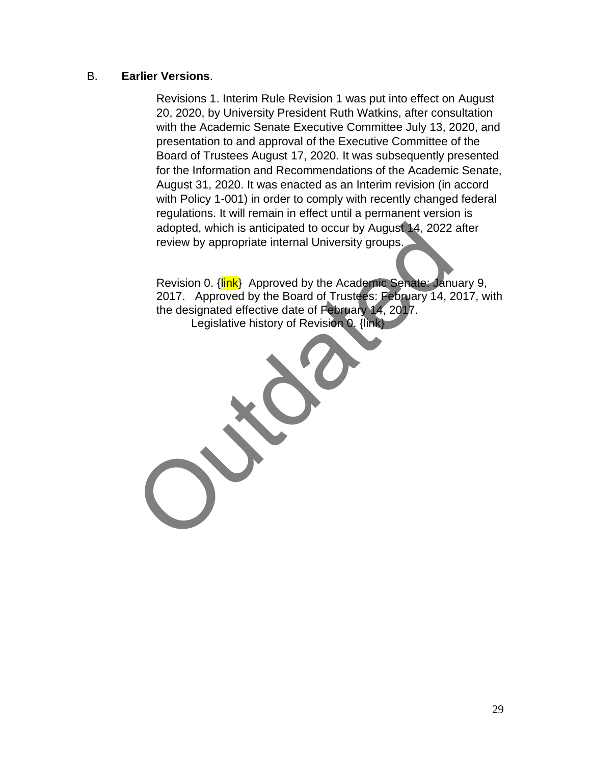B. **Earlier Versions**.

Revisions 1. Interim Rule Revision 1 was put into effect on August 20, 2020, by University President Ruth Watkins, after consultation with the Academic Senate Executive Committee July 13, 2020, and presentation to and approval of the Executive Committee of the Board of Trustees August 17, 2020. It was subsequently presented for the Information and Recommendations of the Academic Senate, August 31, 2020. It was enacted as an Interim revision (in accord with Policy 1-001) in order to comply with recently changed federal regulations. It will remain in effect until a permanent version is adopted, which is anticipated to occur by August 14, 2022 after review by appropriate internal University groups.

Revision 0. {link} Approved by the Academic Senate: January 9, 2017. Approved by the Board of Trustees: February 14, 2017, with the designated effective date of February 14, 2017.

Legislative history of Revision 0. {link}

Outdated